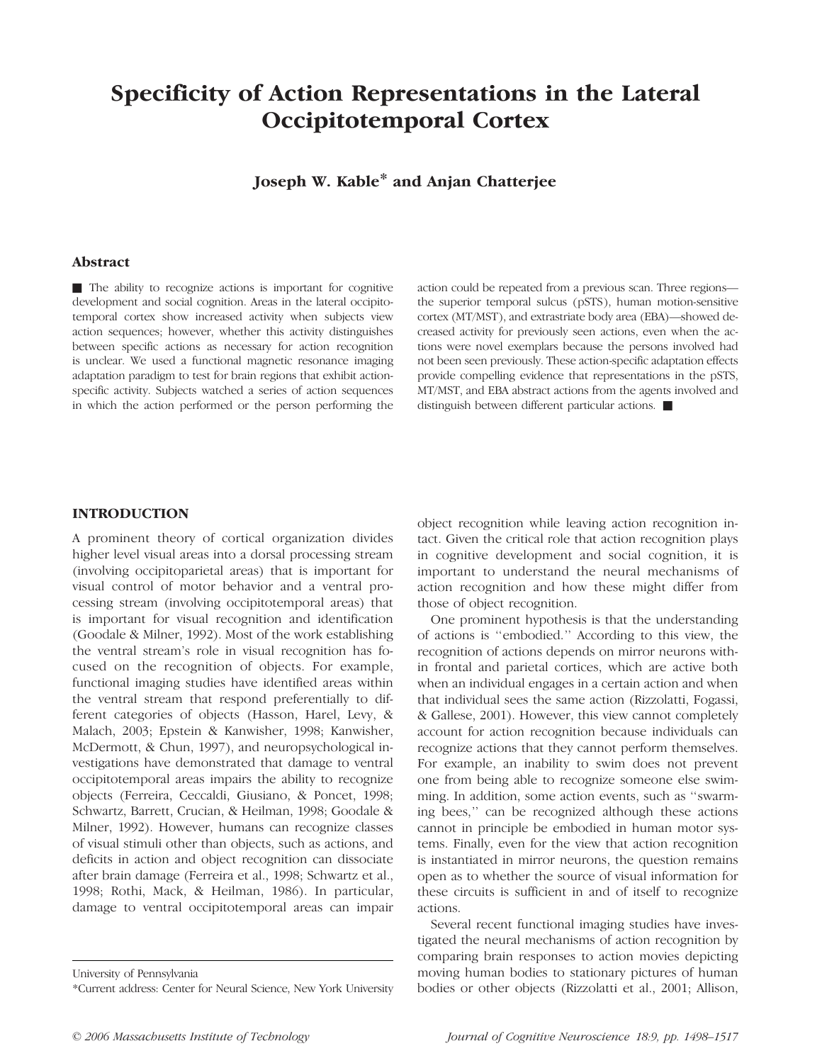# Specificity of Action Representations in the Lateral Occipitotemporal Cortex

**Joseph W. Kable*** **and Anjan Chatterjee**

## Abstract

■ The ability to recognize actions is important for cognitive development and social cognition. Areas in the lateral occipitotemporal cortex show increased activity when subjects view action sequences; however, whether this activity distinguishes between specific actions as necessary for action recognition is unclear. We used a functional magnetic resonance imaging adaptation paradigm to test for brain regions that exhibit action-specific activity. Subjects watched a series of action sequences in which the action performed or the person performing the action could be repeated from a previous scan. Three regions—the superior temporal sulcus (pSTS), human motion-sensitive cortex (MT/MST), and extrastriate body area (EBA)—showed decreased activity for previously seen actions, even when the actions were novel exemplars because the persons involved had not been seen previously. These action-specific adaptation effects provide compelling evidence that representations in the pSTS, MT/MST, and EBA abstract actions from the agents involved and distinguish between different particular actions. ■

## INTRODUCTION

A prominent theory of cortical organization divides higher level visual areas into a dorsal processing stream (involving occipitoparietal areas) that is important for visual control of motor behavior and a ventral processing stream (involving occipitotemporal areas) that is important for visual recognition and identification (Goodale & Milner, 1992). Most of the work establishing the ventral stream's role in visual recognition has focused on the recognition of objects. For example, functional imaging studies have identified areas within the ventral stream that respond preferentially to different categories of objects (Hasson, Harel, Levy, & Malach, 2003; Epstein & Kanwisher, 1998; Kanwisher, McDermott, & Chun, 1997), and neuropsychological investigations have demonstrated that damage to ventral occipitotemporal areas impairs the ability to recognize objects (Ferreira, Ceccaldi, Giusiano, & Poncet, 1998; Schwartz, Barrett, Crucian, & Heilman, 1998; Goodale & Milner, 1992). However, humans can recognize classes of visual stimuli other than objects, such as actions, and deficits in action and object recognition can dissociate after brain damage (Ferreira et al., 1998; Schwartz et al., 1998; Rothi, Mack, & Heilman, 1986). In particular, damage to ventral occipitotemporal areas can impair object recognition while leaving action recognition intact. Given the critical role that action recognition plays in cognitive development and social cognition, it is important to understand the neural mechanisms of action recognition and how these might differ from those of object recognition.

One prominent hypothesis is that the understanding of actions is ''embodied.'' According to this view, the recognition of actions depends on mirror neurons within frontal and parietal cortices, which are active both when an individual engages in a certain action and when that individual sees the same action (Rizzolatti, Fogassi, & Gallese, 2001). However, this view cannot completely account for action recognition because individuals can recognize actions that they cannot perform themselves. For example, an inability to swim does not prevent one from being able to recognize someone else swimming. In addition, some action events, such as ''swarming bees,'' can be recognized although these actions cannot in principle be embodied in human motor systems. Finally, even for the view that action recognition is instantiated in mirror neurons, the question remains open as to whether the source of visual information for these circuits is sufficient in and of itself to recognize actions.

Several recent functional imaging studies have investigated the neural mechanisms of action recognition by comparing brain responses to action movies depicting moving human bodies to stationary pictures of human bodies or other objects (Rizzolatti et al., 2001; Allison,

University of Pennsylvania

*Current address: Center for Neural Science, New York University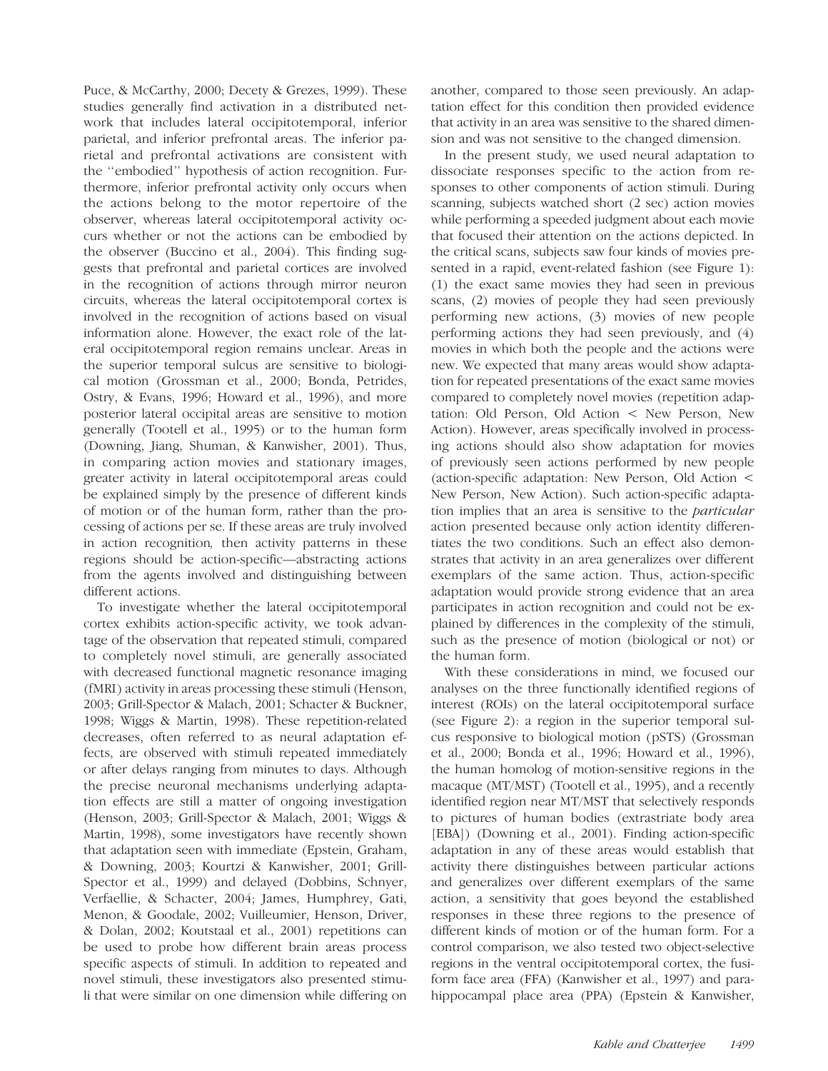Puce, & McCarthy, 2000; Decety & Grezes, 1999). These studies generally find activation in a distributed network that includes lateral occipitotemporal, inferior parietal, and inferior prefrontal areas. The inferior parietal and prefrontal activations are consistent with the ''embodied'' hypothesis of action recognition. Furthermore, inferior prefrontal activity only occurs when the actions belong to the motor repertoire of the observer, whereas lateral occipitotemporal activity occurs whether or not the actions can be embodied by the observer (Buccino et al., 2004). This finding suggests that prefrontal and parietal cortices are involved in the recognition of actions through mirror neuron circuits, whereas the lateral occipitotemporal cortex is involved in the recognition of actions based on visual information alone. However, the exact role of the lateral occipitotemporal region remains unclear. Areas in the superior temporal sulcus are sensitive to biological motion (Grossman et al., 2000; Bonda, Petrides, Ostry, & Evans, 1996; Howard et al., 1996), and more posterior lateral occipital areas are sensitive to motion generally (Tootell et al., 1995) or to the human form (Downing, Jiang, Shuman, & Kanwisher, 2001). Thus, in comparing action movies and stationary images, greater activity in lateral occipitotemporal areas could be explained simply by the presence of different kinds of motion or of the human form, rather than the processing of actions per se. If these areas are truly involved in action recognition, then activity patterns in these regions should be action-specific—abstracting actions from the agents involved and distinguishing between different actions.

To investigate whether the lateral occipitotemporal cortex exhibits action-specific activity, we took advantage of the observation that repeated stimuli, compared to completely novel stimuli, are generally associated with decreased functional magnetic resonance imaging (fMRI) activity in areas processing these stimuli (Henson, 2003; Grill-Spector & Malach, 2001; Schacter & Buckner, 1998; Wiggs & Martin, 1998). These repetition-related decreases, often referred to as neural adaptation effects, are observed with stimuli repeated immediately or after delays ranging from minutes to days. Although the precise neuronal mechanisms underlying adaptation effects are still a matter of ongoing investigation (Henson, 2003; Grill-Spector & Malach, 2001; Wiggs & Martin, 1998), some investigators have recently shown that adaptation seen with immediate (Epstein, Graham, & Downing, 2003; Kourtzi & Kanwisher, 2001; Grill-Spector et al., 1999) and delayed (Dobbins, Schnyer, Verfaellie, & Schacter, 2004; James, Humphrey, Gati, Menon, & Goodale, 2002; Vuilleumier, Henson, Driver, & Dolan, 2002; Koutstaal et al., 2001) repetitions can be used to probe how different brain areas process specific aspects of stimuli. In addition to repeated and novel stimuli, these investigators also presented stimuli that were similar on one dimension while differing on another, compared to those seen previously. An adaptation effect for this condition then provided evidence that activity in an area was sensitive to the shared dimension and was not sensitive to the changed dimension.

In the present study, we used neural adaptation to dissociate responses specific to the action from responses to other components of action stimuli. During scanning, subjects watched short (2 sec) action movies while performing a speeded judgment about each movie that focused their attention on the actions depicted. In the critical scans, subjects saw four kinds of movies presented in a rapid, event-related fashion (see Figure 1): (1) the exact same movies they had seen in previous scans, (2) movies of people they had seen previously performing new actions, (3) movies of new people performing actions they had seen previously, and (4) movies in which both the people and the actions were new. We expected that many areas would show adaptation for repeated presentations of the exact same movies compared to completely novel movies (repetition adaptation: Old Person, Old Action < New Person, New Action). However, areas specifically involved in processing actions should also show adaptation for movies of previously seen actions performed by new people (action-specific adaptation: New Person, Old Action < New Person, New Action). Such action-specific adaptation implies that an area is sensitive to the *particular* action presented because only action identity differentiates the two conditions. Such an effect also demonstrates that activity in an area generalizes over different exemplars of the same action. Thus, action-specific adaptation would provide strong evidence that an area participates in action recognition and could not be explained by differences in the complexity of the stimuli, such as the presence of motion (biological or not) or the human form.

With these considerations in mind, we focused our analyses on the three functionally identified regions of interest (ROIs) on the lateral occipitotemporal surface (see Figure 2): a region in the superior temporal sulcus responsive to biological motion (pSTS) (Grossman et al., 2000; Bonda et al., 1996; Howard et al., 1996), the human homolog of motion-sensitive regions in the macaque (MT/MST) (Tootell et al., 1995), and a recently identified region near MT/MST that selectively responds to pictures of human bodies (extrastriate body area [EBA]) (Downing et al., 2001). Finding action-specific adaptation in any of these areas would establish that activity there distinguishes between particular actions and generalizes over different exemplars of the same action, a sensitivity that goes beyond the established responses in these three regions to the presence of different kinds of motion or of the human form. For a control comparison, we also tested two object-selective regions in the ventral occipitotemporal cortex, the fusiform face area (FFA) (Kanwisher et al., 1997) and parahippocampal place area (PPA) (Epstein & Kanwisher,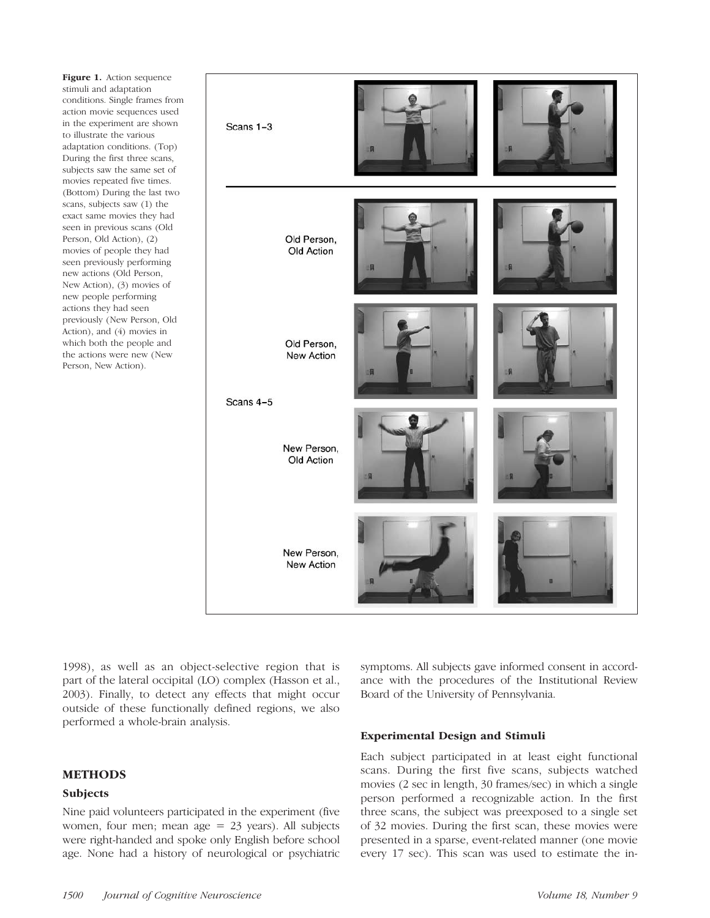**Figure 1.** Action sequence stimuli and adaptation conditions. Single frames from action movie sequences used in the experiment are shown to illustrate the various adaptation conditions. (Top) During the first three scans, subjects saw the same set of movies repeated five times. (Bottom) During the last two scans, subjects saw (1) the exact same movies they had seen in previous scans (Old Person, Old Action), (2) movies of people they had seen previously performing new actions (Old Person, New Action), (3) movies of new people performing actions they had seen previously (New Person, Old Action), and (4) movies in which both the people and the actions were new (New Person, New Action).

1998), as well as an object-selective region that is part of the lateral occipital (LO) complex (Hasson et al., 2003). Finally, to detect any effects that might occur outside of these functionally defined regions, we also performed a whole-brain analysis.

## METHODS

### Subjects

Nine paid volunteers participated in the experiment (five women, four men; mean age = 23 years). All subjects were right-handed and spoke only English before school age. None had a history of neurological or psychiatric symptoms. All subjects gave informed consent in accordance with the procedures of the Institutional Review Board of the University of Pennsylvania.

### Experimental Design and Stimuli

Each subject participated in at least eight functional scans. During the first five scans, subjects watched movies (2 sec in length, 30 frames/sec) in which a single person performed a recognizable action. In the first three scans, the subject was preexposed to a single set of 32 movies. During the first scan, these movies were presented in a sparse, event-related manner (one movie every 17 sec). This scan was used to estimate the in-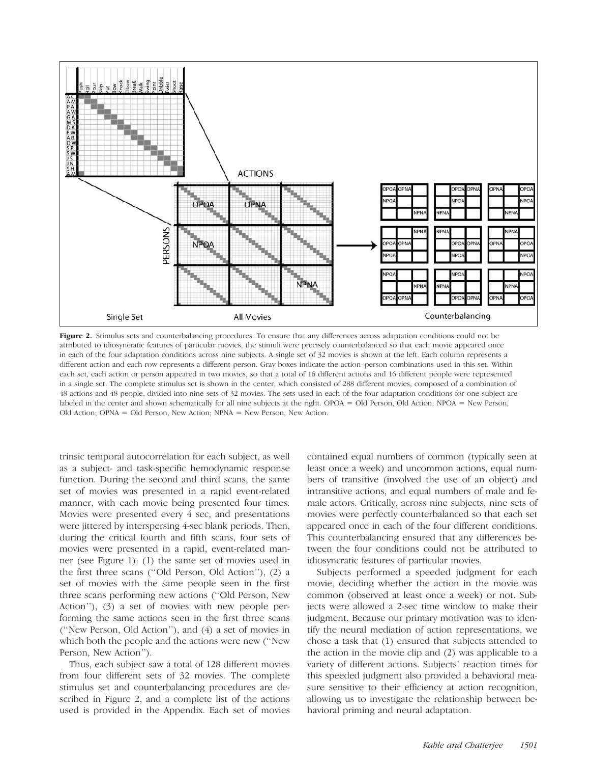**Figure 2.** Stimulus sets and counterbalancing procedures. To ensure that any differences across adaptation conditions could not be attributed to idiosyncratic features of particular movies, the stimuli were precisely counterbalanced so that each movie appeared once in each of the four adaptation conditions across nine subjects. A single set of 32 movies is shown at the left. Each column represents a different action and each row represents a different person. Gray boxes indicate the action–person combinations used in this set. Within each set, each action or person appeared in two movies, so that a total of 16 different actions and 16 different people were represented in a single set. The complete stimulus set is shown in the center, which consisted of 288 different movies, composed of a combination of 48 actions and 48 people, divided into nine sets of 32 movies. The sets used in each of the four adaptation conditions for one subject are labeled in the center and shown schematically for all nine subjects at the right. OPOA = Old Person, Old Action; NPOA = New Person, Old Action; OPNA = Old Person, New Action; NPNA = New Person, New Action.

trinsic temporal autocorrelation for each subject, as well as a subject- and task-specific hemodynamic response function. During the second and third scans, the same set of movies was presented in a rapid event-related manner, with each movie being presented four times. Movies were presented every 4 sec, and presentations were jittered by interspersing 4-sec blank periods. Then, during the critical fourth and fifth scans, four sets of movies were presented in a rapid, event-related manner (see Figure 1): (1) the same set of movies used in the first three scans (''Old Person, Old Action''), (2) a set of movies with the same people seen in the first three scans performing new actions (''Old Person, New Action''), (3) a set of movies with new people performing the same actions seen in the first three scans (''New Person, Old Action''), and (4) a set of movies in which both the people and the actions were new (''New Person, New Action'').

Thus, each subject saw a total of 128 different movies from four different sets of 32 movies. The complete stimulus set and counterbalancing procedures are described in Figure 2, and a complete list of the actions used is provided in the Appendix. Each set of movies contained equal numbers of common (typically seen at least once a week) and uncommon actions, equal numbers of transitive (involved the use of an object) and intransitive actions, and equal numbers of male and female actors. Critically, across nine subjects, nine sets of movies were perfectly counterbalanced so that each set appeared once in each of the four different conditions. This counterbalancing ensured that any differences between the four conditions could not be attributed to idiosyncratic features of particular movies.

Subjects performed a speeded judgment for each movie, deciding whether the action in the movie was common (observed at least once a week) or not. Subjects were allowed a 2-sec time window to make their judgment. Because our primary motivation was to identify the neural mediation of action representations, we chose a task that (1) ensured that subjects attended to the action in the movie clip and (2) was applicable to a variety of different actions. Subjects' reaction times for this speeded judgment also provided a behavioral measure sensitive to their efficiency at action recognition, allowing us to investigate the relationship between behavioral priming and neural adaptation.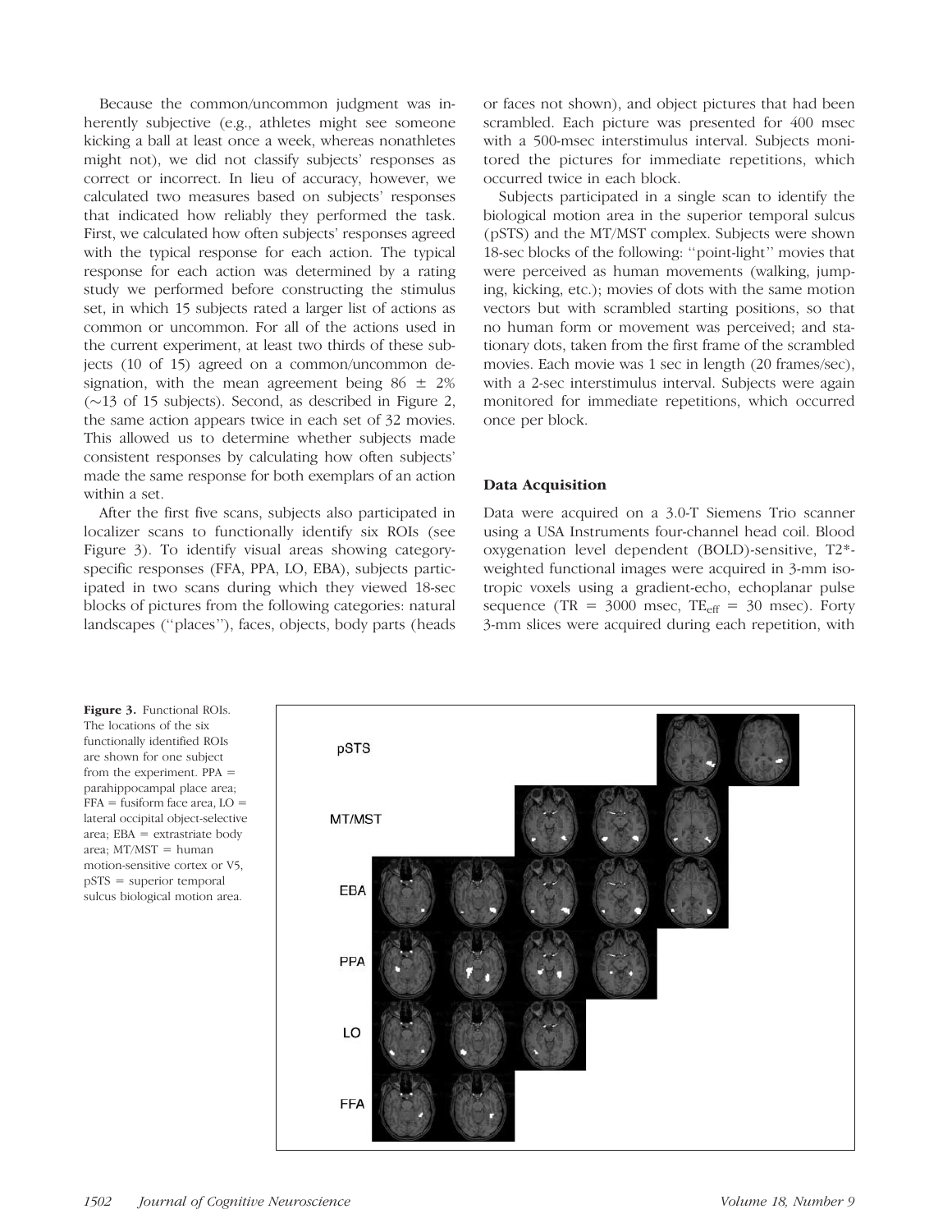Because the common/uncommon judgment was inherently subjective (e.g., athletes might see someone kicking a ball at least once a week, whereas nonathletes might not), we did not classify subjects' responses as correct or incorrect. In lieu of accuracy, however, we calculated two measures based on subjects' responses that indicated how reliably they performed the task. First, we calculated how often subjects' responses agreed with the typical response for each action. The typical response for each action was determined by a rating study we performed before constructing the stimulus set, in which 15 subjects rated a larger list of actions as common or uncommon. For all of the actions used in the current experiment, at least two thirds of these subjects (10 of 15) agreed on a common/uncommon designation, with the mean agreement being 86 $\pm$ 2% ($\sim$13 of 15 subjects). Second, as described in Figure 2, the same action appears twice in each set of 32 movies. This allowed us to determine whether subjects made consistent responses by calculating how often subjects' made the same response for both exemplars of an action within a set.

After the first five scans, subjects also participated in localizer scans to functionally identify six ROIs (see Figure 3). To identify visual areas showing category-specific responses (FFA, PPA, LO, EBA), subjects participated in two scans during which they viewed 18-sec blocks of pictures from the following categories: natural landscapes (''places''), faces, objects, body parts (heads or faces not shown), and object pictures that had been scrambled. Each picture was presented for 400 msec with a 500-msec interstimulus interval. Subjects monitored the pictures for immediate repetitions, which occurred twice in each block.

Subjects participated in a single scan to identify the biological motion area in the superior temporal sulcus (pSTS) and the MT/MST complex. Subjects were shown 18-sec blocks of the following: ''point-light'' movies that were perceived as human movements (walking, jumping, kicking, etc.); movies of dots with the same motion vectors but with scrambled starting positions, so that no human form or movement was perceived; and stationary dots, taken from the first frame of the scrambled movies. Each movie was 1 sec in length (20 frames/sec), with a 2-sec interstimulus interval. Subjects were again monitored for immediate repetitions, which occurred once per block.

### Data Acquisition

Data were acquired on a 3.0-T Siemens Trio scanner using a USA Instruments four-channel head coil. Blood oxygenation level dependent (BOLD)-sensitive, T2*-weighted functional images were acquired in 3-mm isotropic voxels using a gradient-echo, echoplanar pulse sequence (TR = 3000 msec, $TE_{eff}$ = 30 msec). Forty 3-mm slices were acquired during each repetition, with

**Figure 3.** Functional ROIs. The locations of the six functionally identified ROIs are shown for one subject from the experiment. PPA = parahippocampal place area; FFA = fusiform face area, LO = lateral occipital object-selective area; EBA = extrastriate body area; MT/MST = human motion-sensitive cortex or V5, pSTS = superior temporal sulcus biological motion area.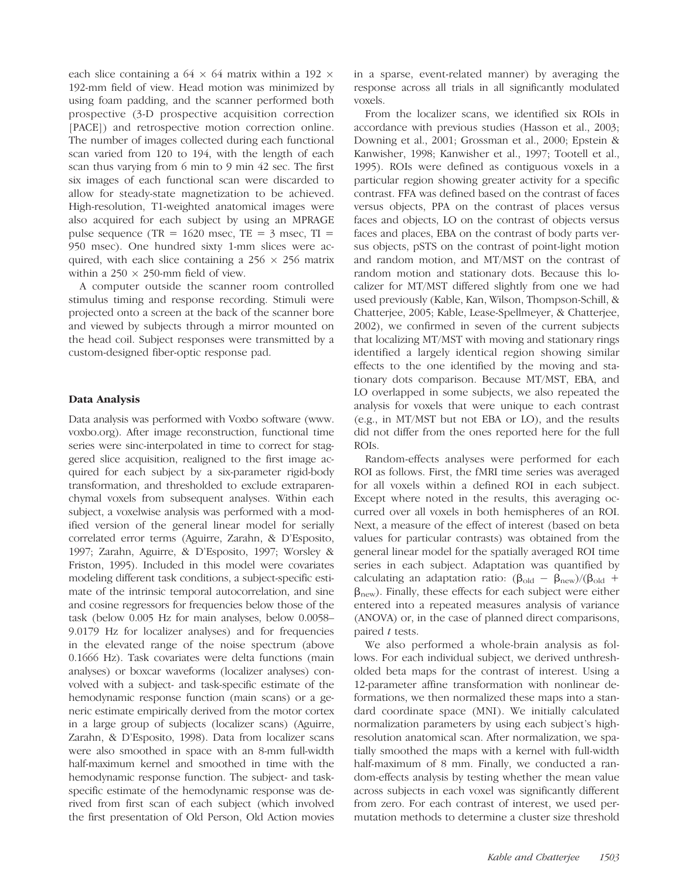each slice containing a 64 × 64 matrix within a 192 × 192-mm field of view. Head motion was minimized by using foam padding, and the scanner performed both prospective (3-D prospective acquisition correction [PACE]) and retrospective motion correction online. The number of images collected during each functional scan varied from 120 to 194, with the length of each scan thus varying from 6 min to 9 min 42 sec. The first six images of each functional scan were discarded to allow for steady-state magnetization to be achieved. High-resolution, T1-weighted anatomical images were also acquired for each subject by using an MPRAGE pulse sequence (TR = 1620 msec, TE = 3 msec, TI = 950 msec). One hundred sixty 1-mm slices were acquired, with each slice containing a 256 × 256 matrix within a 250 × 250-mm field of view.

A computer outside the scanner room controlled stimulus timing and response recording. Stimuli were projected onto a screen at the back of the scanner bore and viewed by subjects through a mirror mounted on the head coil. Subject responses were transmitted by a custom-designed fiber-optic response pad.

### Data Analysis

Data analysis was performed with Voxbo software (www.voxbo.org). After image reconstruction, functional time series were sinc-interpolated in time to correct for staggered slice acquisition, realigned to the first image acquired for each subject by a six-parameter rigid-body transformation, and thresholded to exclude extraparenchymal voxels from subsequent analyses. Within each subject, a voxelwise analysis was performed with a modified version of the general linear model for serially correlated error terms (Aguirre, Zarahn, & D'Esposito, 1997; Zarahn, Aguirre, & D'Esposito, 1997; Worsley & Friston, 1995). Included in this model were covariates modeling different task conditions, a subject-specific estimate of the intrinsic temporal autocorrelation, and sine and cosine regressors for frequencies below those of the task (below 0.005 Hz for main analyses, below 0.0058–9.0179 Hz for localizer analyses) and for frequencies in the elevated range of the noise spectrum (above 0.1666 Hz). Task covariates were delta functions (main analyses) or boxcar waveforms (localizer analyses) convolved with a subject- and task-specific estimate of the hemodynamic response function (main scans) or a generic estimate empirically derived from the motor cortex in a large group of subjects (localizer scans) (Aguirre, Zarahn, & D'Esposito, 1998). Data from localizer scans were also smoothed in space with an 8-mm full-width half-maximum kernel and smoothed in time with the hemodynamic response function. The subject- and task-specific estimate of the hemodynamic response was derived from first scan of each subject (which involved the first presentation of Old Person, Old Action movies in a sparse, event-related manner) by averaging the response across all trials in all significantly modulated voxels.

From the localizer scans, we identified six ROIs in accordance with previous studies (Hasson et al., 2003; Downing et al., 2001; Grossman et al., 2000; Epstein & Kanwisher, 1998; Kanwisher et al., 1997; Tootell et al., 1995). ROIs were defined as contiguous voxels in a particular region showing greater activity for a specific contrast. FFA was defined based on the contrast of faces versus objects, PPA on the contrast of places versus faces and objects, LO on the contrast of objects versus faces and places, EBA on the contrast of body parts versus objects, pSTS on the contrast of point-light motion and random motion, and MT/MST on the contrast of random motion and stationary dots. Because this localizer for MT/MST differed slightly from one we had used previously (Kable, Kan, Wilson, Thompson-Schill, & Chatterjee, 2005; Kable, Lease-Spellmeyer, & Chatterjee, 2002), we confirmed in seven of the current subjects that localizing MT/MST with moving and stationary rings identified a largely identical region showing similar effects to the one identified by the moving and stationary dots comparison. Because MT/MST, EBA, and LO overlapped in some subjects, we also repeated the analysis for voxels that were unique to each contrast (e.g., in MT/MST but not EBA or LO), and the results did not differ from the ones reported here for the full ROIs.

Random-effects analyses were performed for each ROI as follows. First, the fMRI time series was averaged for all voxels within a defined ROI in each subject. Except where noted in the results, this averaging occurred over all voxels in both hemispheres of an ROI. Next, a measure of the effect of interest (based on beta values for particular contrasts) was obtained from the general linear model for the spatially averaged ROI time series in each subject. Adaptation was quantified by calculating an adaptation ratio: $(\beta_{old} - \beta_{new})/(\beta_{old} + \beta_{new})$. Finally, these effects for each subject were either entered into a repeated measures analysis of variance (ANOVA) or, in the case of planned direct comparisons, paired $t$ tests.

We also performed a whole-brain analysis as follows. For each individual subject, we derived unthresholded beta maps for the contrast of interest. Using a 12-parameter affine transformation with nonlinear deformations, we then normalized these maps into a standard coordinate space (MNI). We initially calculated normalization parameters by using each subject's high-resolution anatomical scan. After normalization, we spatially smoothed the maps with a kernel with full-width half-maximum of 8 mm. Finally, we conducted a random-effects analysis by testing whether the mean value across subjects in each voxel was significantly different from zero. For each contrast of interest, we used permutation methods to determine a cluster size threshold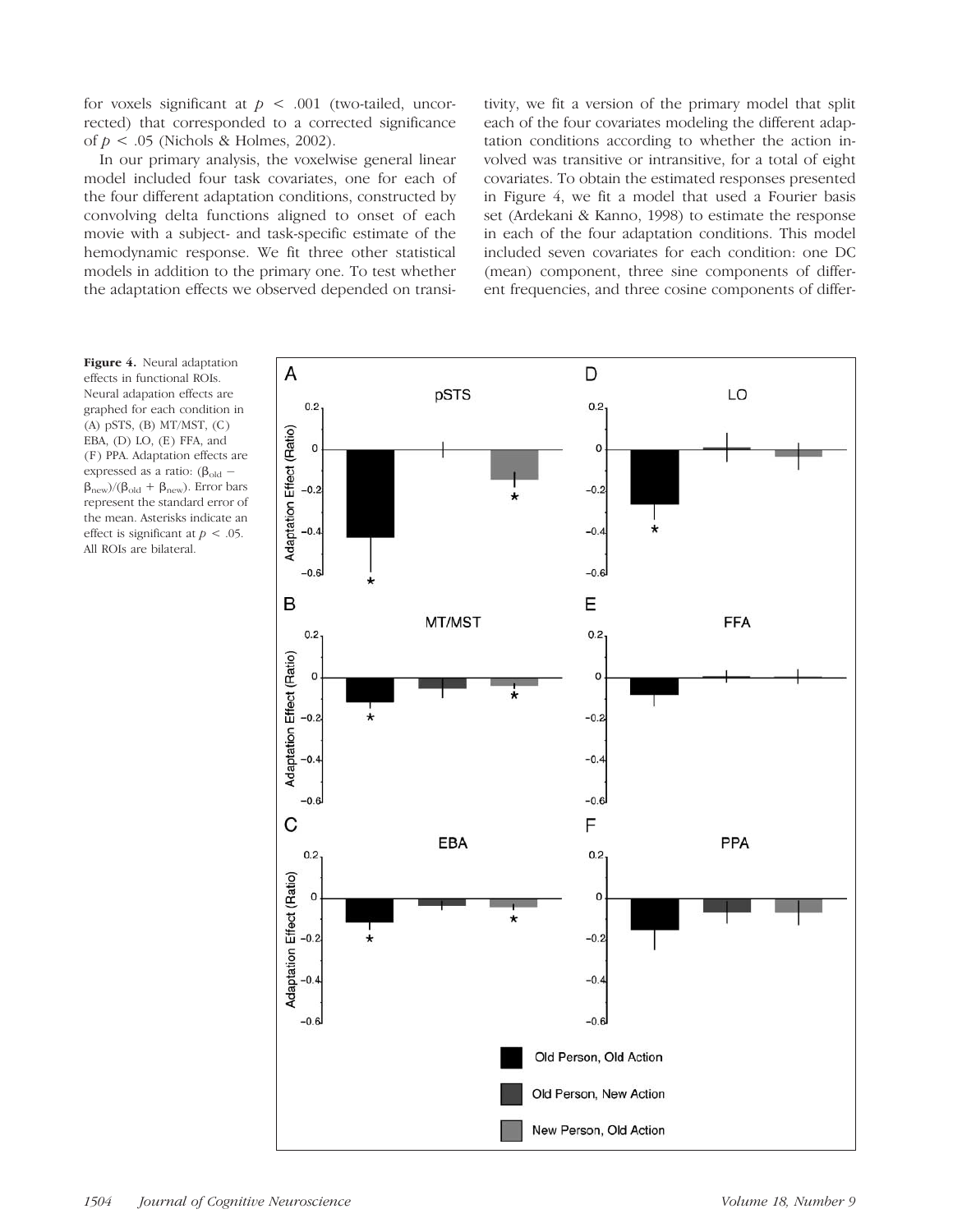for voxels significant at $p < .001$ (two-tailed, uncorrected) that corresponded to a corrected significance of $p < .05$ (Nichols & Holmes, 2002).

In our primary analysis, the voxelwise general linear model included four task covariates, one for each of the four different adaptation conditions, constructed by convolving delta functions aligned to onset of each movie with a subject- and task-specific estimate of the hemodynamic response. We fit three other statistical models in addition to the primary one. To test whether the adaptation effects we observed depended on transitivity, we fit a version of the primary model that split each of the four covariates modeling the different adaptation conditions according to whether the action involved was transitive or intransitive, for a total of eight covariates. To obtain the estimated responses presented in Figure 4, we fit a model that used a Fourier basis set (Ardekani & Kanno, 1998) to estimate the response in each of the four adaptation conditions. This model included seven covariates for each condition: one DC (mean) component, three sine components of different frequencies, and three cosine components of differ-

**Figure 4.** Neural adaptation effects in functional ROIs. Neural adapation effects are graphed for each condition in (A) pSTS, (B) MT/MST, (C) EBA, (D) LO, (E) FFA, and (F) PPA. Adaptation effects are expressed as a ratio: $(\beta_{old} - \beta_{new})/(\beta_{old} + \beta_{new})$. Error bars represent the standard error of the mean. Asterisks indicate an effect is significant at $p < .05$. All ROIs are bilateral.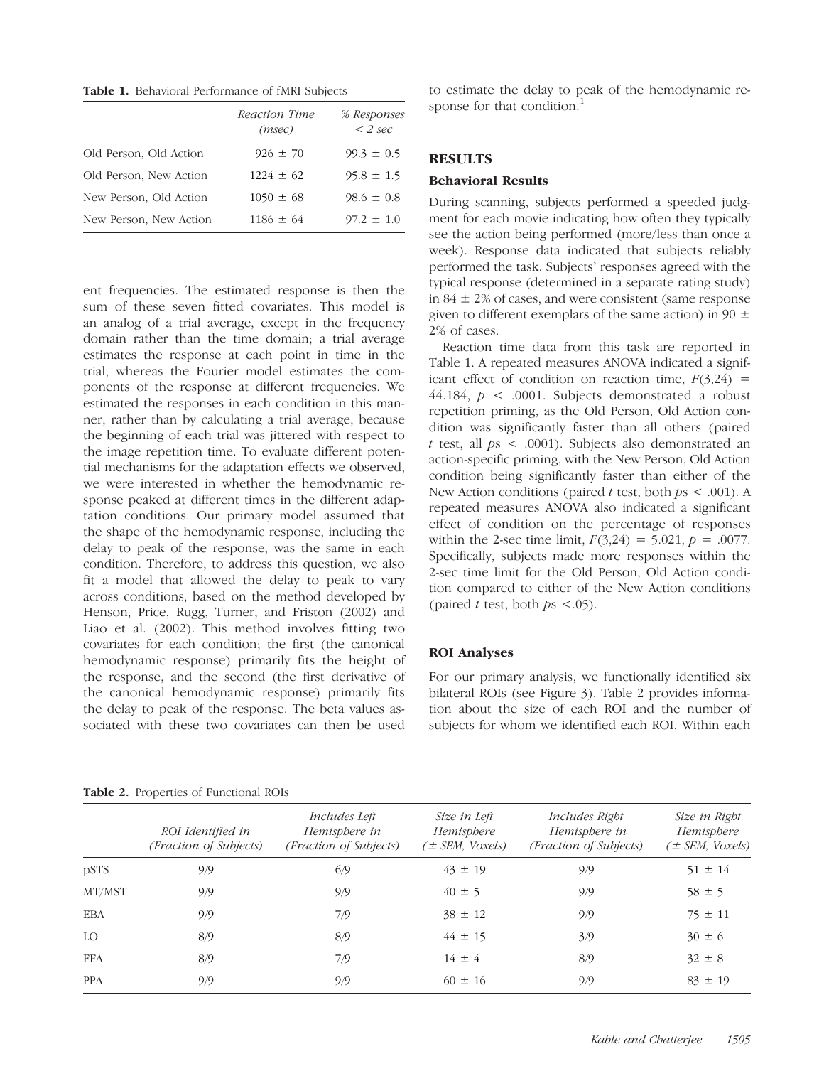**Table 1.** Behavioral Performance of fMRI Subjects

| | *Reaction Time (msec)* | *% Responses < 2 sec* |
|---|---|---|
| Old Person, Old Action | 926 ± 70 | 99.3 ± 0.5 |
| Old Person, New Action | 1224 ± 62 | 95.8 ± 1.5 |
| New Person, Old Action | 1050 ± 68 | 98.6 ± 0.8 |
| New Person, New Action | 1186 ± 64 | 97.2 ± 1.0 |

ent frequencies. The estimated response is then the sum of these seven fitted covariates. This model is an analog of a trial average, except in the frequency domain rather than the time domain; a trial average estimates the response at each point in time in the trial, whereas the Fourier model estimates the components of the response at different frequencies. We estimated the responses in each condition in this manner, rather than by calculating a trial average, because the beginning of each trial was jittered with respect to the image repetition time. To evaluate different potential mechanisms for the adaptation effects we observed, we were interested in whether the hemodynamic response peaked at different times in the different adaptation conditions. Our primary model assumed that the shape of the hemodynamic response, including the delay to peak of the response, was the same in each condition. Therefore, to address this question, we also fit a model that allowed the delay to peak to vary across conditions, based on the method developed by Henson, Price, Rugg, Turner, and Friston (2002) and Liao et al. (2002). This method involves fitting two covariates for each condition; the first (the canonical hemodynamic response) primarily fits the height of the response, and the second (the first derivative of the canonical hemodynamic response) primarily fits the delay to peak of the response. The beta values associated with these two covariates can then be used to estimate the delay to peak of the hemodynamic response for that condition.[1]

## RESULTS

### Behavioral Results

During scanning, subjects performed a speeded judgment for each movie indicating how often they typically see the action being performed (more/less than once a week). Response data indicated that subjects reliably performed the task. Subjects' responses agreed with the typical response (determined in a separate rating study) in 84 ± 2% of cases, and were consistent (same response given to different exemplars of the same action) in 90 ± 2% of cases.

Reaction time data from this task are reported in Table 1. A repeated measures ANOVA indicated a significant effect of condition on reaction time, $F(3,24) = 44.184$, $p < .0001$. Subjects demonstrated a robust repetition priming, as the Old Person, Old Action condition was significantly faster than all others (paired $t$ test, all $p$s $< .0001$). Subjects also demonstrated an action-specific priming, with the New Person, Old Action condition being significantly faster than either of the New Action conditions (paired $t$ test, both $p$s $< .001$). A repeated measures ANOVA also indicated a significant effect of condition on the percentage of responses within the 2-sec time limit, $F(3,24) = 5.021$, $p = .0077$. Specifically, subjects made more responses within the 2-sec time limit for the Old Person, Old Action condition compared to either of the New Action conditions (paired $t$ test, both $p$s $<.05$).

### ROI Analyses

For our primary analysis, we functionally identified six bilateral ROIs (see Figure 3). Table 2 provides information about the size of each ROI and the number of subjects for whom we identified each ROI. Within each

**Table 2.** Properties of Functional ROIs

| | *ROI Identified in (Fraction of Subjects)* | *Includes Left Hemisphere in (Fraction of Subjects)* | *Size in Left Hemisphere (± SEM, Voxels)* | *Includes Right Hemisphere in (Fraction of Subjects)* | *Size in Right Hemisphere (± SEM, Voxels)* |
|---|---|---|---|---|---|
| pSTS | 9/9 | 6/9 | 43 ± 19 | 9/9 | 51 ± 14 |
| MT/MST | 9/9 | 9/9 | 40 ± 5 | 9/9 | 58 ± 5 |
| EBA | 9/9 | 7/9 | 38 ± 12 | 9/9 | 75 ± 11 |
| LO | 8/9 | 8/9 | 44 ± 15 | 3/9 | 30 ± 6 |
| FFA | 8/9 | 7/9 | 14 ± 4 | 8/9 | 32 ± 8 |
| PPA | 9/9 | 9/9 | 60 ± 16 | 9/9 | 83 ± 19 |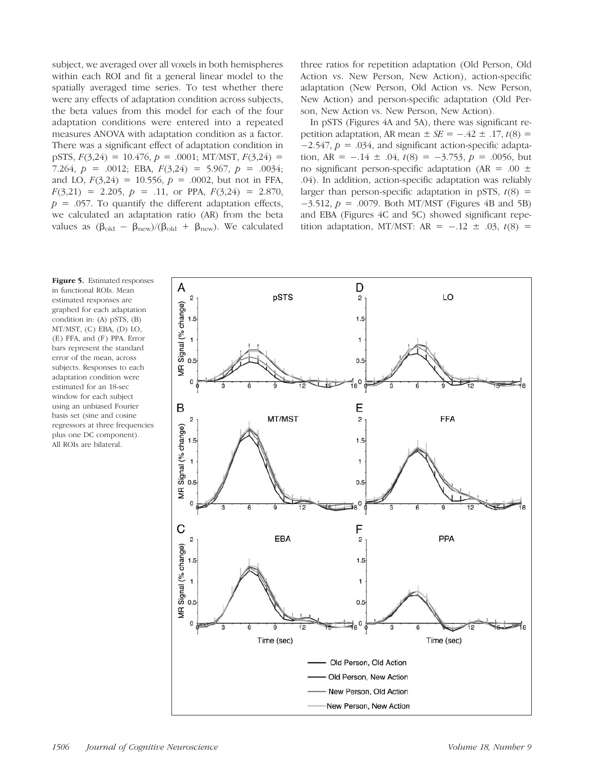subject, we averaged over all voxels in both hemispheres within each ROI and fit a general linear model to the spatially averaged time series. To test whether there were any effects of adaptation condition across subjects, the beta values from this model for each of the four adaptation conditions were entered into a repeated measures ANOVA with adaptation condition as a factor. There was a significant effect of adaptation condition in pSTS, $F(3,24) = 10.476$, $p = .0001$; MT/MST, $F(3,24) = 7.264$, $p = .0012$; EBA, $F(3,24) = 5.967$, $p = .0034$; and LO, $F(3,24) = 10.556$, $p = .0002$, but not in FFA, $F(3,21) = 2.205$, $p = .11$, or PPA, $F(3,24) = 2.870$, $p = .057$. To quantify the different adaptation effects, we calculated an adaptation ratio (AR) from the beta values as $(\beta_{\text{old}} - \beta_{\text{new}})/(\beta_{\text{old}} + \beta_{\text{new}})$. We calculated three ratios for repetition adaptation (Old Person, Old Action vs. New Person, New Action), action-specific adaptation (New Person, Old Action vs. New Person, New Action) and person-specific adaptation (Old Person, New Action vs. New Person, New Action).

In pSTS (Figures 4A and 5A), there was significant repetition adaptation, AR mean $\pm$ $SE = -.42 \pm .17$, $t(8) = -2.547$, $p = .034$, and significant action-specific adaptation, AR $= -.14 \pm .04$, $t(8) = -3.753$, $p = .0056$, but no significant person-specific adaptation (AR $= .00 \pm .04$). In addition, action-specific adaptation was reliably larger than person-specific adaptation in pSTS, $t(8) = -3.512$, $p = .0079$. Both MT/MST (Figures 4B and 5B) and EBA (Figures 4C and 5C) showed significant repetition adaptation, MT/MST: AR $= -.12 \pm .03$, $t(8) =$

**Figure 5.** Estimated responses in functional ROIs. Mean estimated responses are graphed for each adaptation condition in: (A) pSTS, (B) MT/MST, (C) EBA, (D) LO, (E) FFA, and (F) PPA. Error bars represent the standard error of the mean, across subjects. Responses to each adaptation condition were estimated for an 18-sec window for each subject using an unbiased Fourier basis set (sine and cosine regressors at three frequencies plus one DC component). All ROIs are bilateral.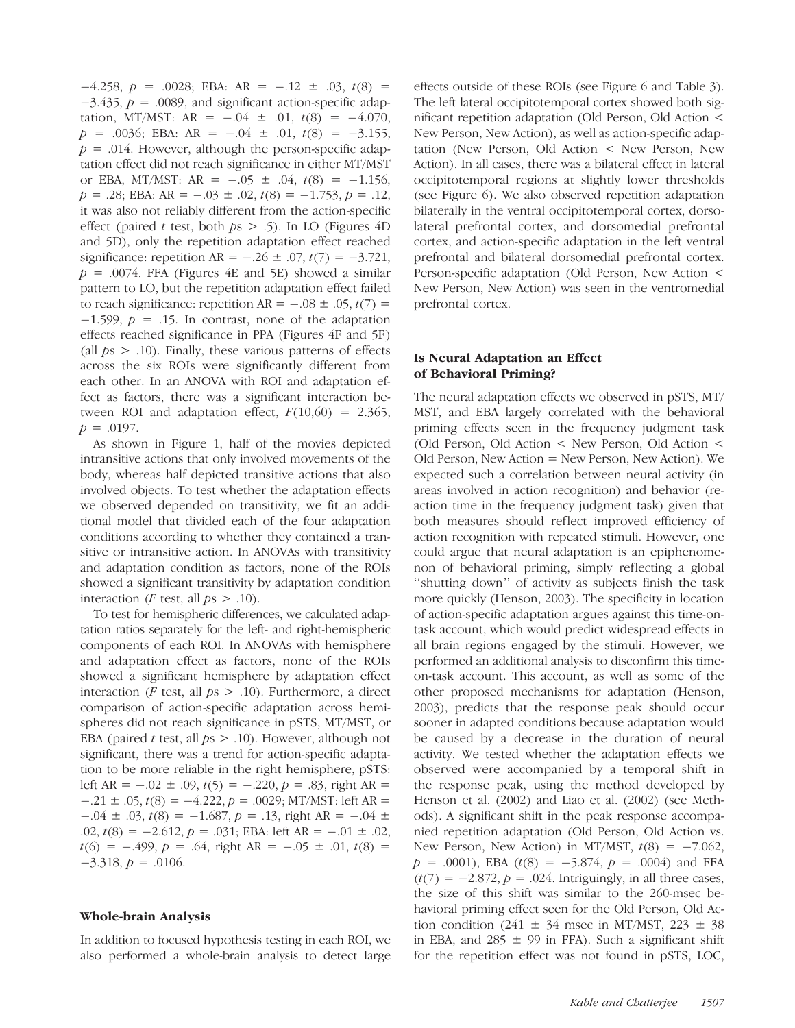−4.258, $p = .0028$; EBA: AR = $-.12 \pm .03$, $t(8) = -3.435$, $p = .0089$, and significant action-specific adaptation, MT/MST: AR = $-.04 \pm .01$, $t(8) = -4.070$, $p = .0036$; EBA: AR = $-.04 \pm .01$, $t(8) = -3.155$, $p = .014$. However, although the person-specific adaptation effect did not reach significance in either MT/MST or EBA, MT/MST: AR = $-.05 \pm .04$, $t(8) = -1.156$, $p = .28$; EBA: AR = $-.03 \pm .02$, $t(8) = -1.753$, $p = .12$, it was also not reliably different from the action-specific effect (paired $t$ test, both $ps > .5$). In LO (Figures 4D and 5D), only the repetition adaptation effect reached significance: repetition AR = $-.26 \pm .07$, $t(7) = -3.721$, $p = .0074$. FFA (Figures 4E and 5E) showed a similar pattern to LO, but the repetition adaptation effect failed to reach significance: repetition AR = $-.08 \pm .05$, $t(7) = -1.599$, $p = .15$. In contrast, none of the adaptation effects reached significance in PPA (Figures 4F and 5F) (all $ps > .10$). Finally, these various patterns of effects across the six ROIs were significantly different from each other. In an ANOVA with ROI and adaptation effect as factors, there was a significant interaction between ROI and adaptation effect, $F(10,60) = 2.365$, $p = .0197$.

As shown in Figure 1, half of the movies depicted intransitive actions that only involved movements of the body, whereas half depicted transitive actions that also involved objects. To test whether the adaptation effects we observed depended on transitivity, we fit an additional model that divided each of the four adaptation conditions according to whether they contained a transitive or intransitive action. In ANOVAs with transitivity and adaptation condition as factors, none of the ROIs showed a significant transitivity by adaptation condition interaction ($F$ test, all $ps > .10$).

To test for hemispheric differences, we calculated adaptation ratios separately for the left- and right-hemispheric components of each ROI. In ANOVAs with hemisphere and adaptation effect as factors, none of the ROIs showed a significant hemisphere by adaptation effect interaction ($F$ test, all $ps > .10$). Furthermore, a direct comparison of action-specific adaptation across hemispheres did not reach significance in pSTS, MT/MST, or EBA (paired $t$ test, all $ps > .10$). However, although not significant, there was a trend for action-specific adaptation to be more reliable in the right hemisphere, pSTS: left AR = $-.02 \pm .09$, $t(5) = -.220$, $p = .83$, right AR = $-.21 \pm .05$, $t(8) = -4.222$, $p = .0029$; MT/MST: left AR = $-.04 \pm .03$, $t(8) = -1.687$, $p = .13$, right AR = $-.04 \pm .02$, $t(8) = -2.612$, $p = .031$; EBA: left AR = $-.01 \pm .02$, $t(6) = -.499$, $p = .64$, right AR = $-.05 \pm .01$, $t(8) = -3.318$, $p = .0106$.

## Whole-brain Analysis

In addition to focused hypothesis testing in each ROI, we also performed a whole-brain analysis to detect large effects outside of these ROIs (see Figure 6 and Table 3). The left lateral occipitotemporal cortex showed both significant repetition adaptation (Old Person, Old Action < New Person, New Action), as well as action-specific adaptation (New Person, Old Action < New Person, New Action). In all cases, there was a bilateral effect in lateral occipitotemporal regions at slightly lower thresholds (see Figure 6). We also observed repetition adaptation bilaterally in the ventral occipitotemporal cortex, dorsolateral prefrontal cortex, and dorsomedial prefrontal cortex, and action-specific adaptation in the left ventral prefrontal and bilateral dorsomedial prefrontal cortex. Person-specific adaptation (Old Person, New Action < New Person, New Action) was seen in the ventromedial prefrontal cortex.

## Is Neural Adaptation an Effect of Behavioral Priming?

The neural adaptation effects we observed in pSTS, MT/MST, and EBA largely correlated with the behavioral priming effects seen in the frequency judgment task (Old Person, Old Action < New Person, Old Action < Old Person, New Action = New Person, New Action). We expected such a correlation between neural activity (in areas involved in action recognition) and behavior (reaction time in the frequency judgment task) given that both measures should reflect improved efficiency of action recognition with repeated stimuli. However, one could argue that neural adaptation is an epiphenomenon of behavioral priming, simply reflecting a global ''shutting down'' of activity as subjects finish the task more quickly (Henson, 2003). The specificity in location of action-specific adaptation argues against this time-on-task account, which would predict widespread effects in all brain regions engaged by the stimuli. However, we performed an additional analysis to disconfirm this time-on-task account. This account, as well as some of the other proposed mechanisms for adaptation (Henson, 2003), predicts that the response peak should occur sooner in adapted conditions because adaptation would be caused by a decrease in the duration of neural activity. We tested whether the adaptation effects we observed were accompanied by a temporal shift in the response peak, using the method developed by Henson et al. (2002) and Liao et al. (2002) (see Methods). A significant shift in the peak response accompanied repetition adaptation (Old Person, Old Action vs. New Person, New Action) in MT/MST, $t(8) = -7.062$, $p = .0001$), EBA ($t(8) = -5.874$, $p = .0004$) and FFA ($t(7) = -2.872$, $p = .024$. Intriguingly, in all three cases, the size of this shift was similar to the 260-msec behavioral priming effect seen for the Old Person, Old Action condition (241 ± 34 msec in MT/MST, 223 ± 38 in EBA, and 285 ± 99 in FFA). Such a significant shift for the repetition effect was not found in pSTS, LOC,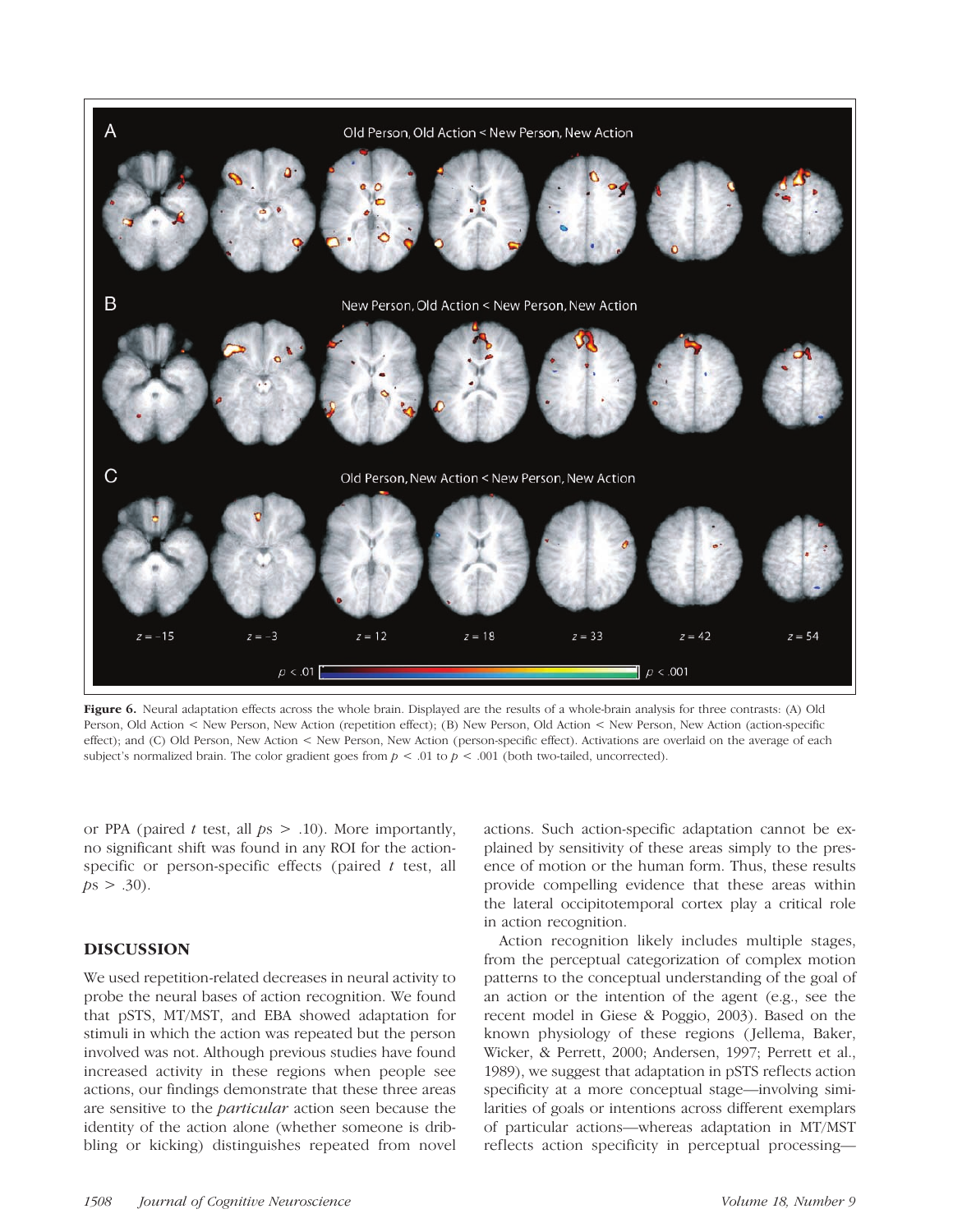**Figure 6.** Neural adaptation effects across the whole brain. Displayed are the results of a whole-brain analysis for three contrasts: (A) Old Person, Old Action < New Person, New Action (repetition effect); (B) New Person, Old Action < New Person, New Action (action-specific effect); and (C) Old Person, New Action < New Person, New Action (person-specific effect). Activations are overlaid on the average of each subject's normalized brain. The color gradient goes from $p < .01$ to $p < .001$ (both two-tailed, uncorrected).

or PPA (paired $t$ test, all $ps > .10$). More importantly, no significant shift was found in any ROI for the action-specific or person-specific effects (paired $t$ test, all $ps > .30$).

## DISCUSSION

We used repetition-related decreases in neural activity to probe the neural bases of action recognition. We found that pSTS, MT/MST, and EBA showed adaptation for stimuli in which the action was repeated but the person involved was not. Although previous studies have found increased activity in these regions when people see actions, our findings demonstrate that these three areas are sensitive to the *particular* action seen because the identity of the action alone (whether someone is dribbling or kicking) distinguishes repeated from novel actions. Such action-specific adaptation cannot be explained by sensitivity of these areas simply to the presence of motion or the human form. Thus, these results provide compelling evidence that these areas within the lateral occipitotemporal cortex play a critical role in action recognition.

Action recognition likely includes multiple stages, from the perceptual categorization of complex motion patterns to the conceptual understanding of the goal of an action or the intention of the agent (e.g., see the recent model in Giese & Poggio, 2003). Based on the known physiology of these regions (Jellema, Baker, Wicker, & Perrett, 2000; Andersen, 1997; Perrett et al., 1989), we suggest that adaptation in pSTS reflects action specificity at a more conceptual stage—involving similarities of goals or intentions across different exemplars of particular actions—whereas adaptation in MT/MST reflects action specificity in perceptual processing—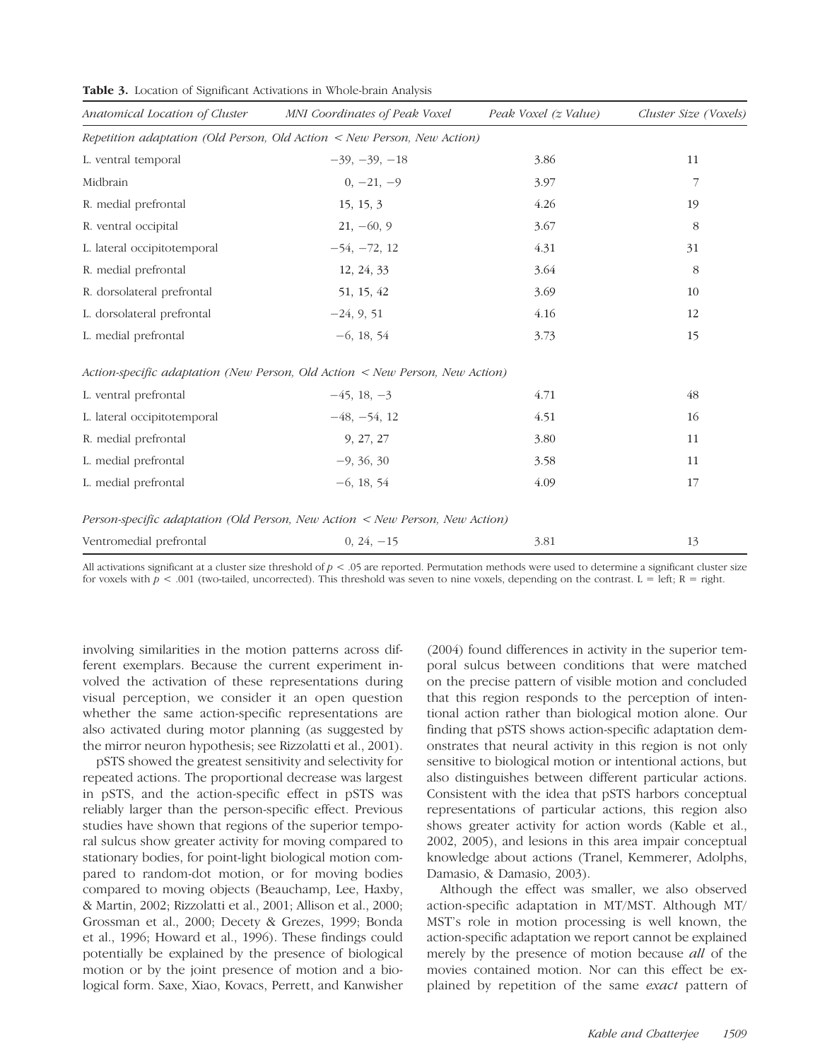**Table 3.** Location of Significant Activations in Whole-brain Analysis

| *Anatomical Location of Cluster* | *MNI Coordinates of Peak Voxel* | *Peak Voxel (z Value)* | *Cluster Size (Voxels)* |
|---|---|---|---|
| *Repetition adaptation (Old Person, Old Action < New Person, New Action)* | | | |
| L. ventral temporal | −39, −39, −18 | 3.86 | 11 |
| Midbrain | 0, −21, −9 | 3.97 | 7 |
| R. medial prefrontal | 15, 15, 3 | 4.26 | 19 |
| R. ventral occipital | 21, −60, 9 | 3.67 | 8 |
| L. lateral occipitotemporal | −54, −72, 12 | 4.31 | 31 |
| R. medial prefrontal | 12, 24, 33 | 3.64 | 8 |
| R. dorsolateral prefrontal | 51, 15, 42 | 3.69 | 10 |
| L. dorsolateral prefrontal | −24, 9, 51 | 4.16 | 12 |
| L. medial prefrontal | −6, 18, 54 | 3.73 | 15 |
| *Action-specific adaptation (New Person, Old Action < New Person, New Action)* | | | |
| L. ventral prefrontal | −45, 18, −3 | 4.71 | 48 |
| L. lateral occipitotemporal | −48, −54, 12 | 4.51 | 16 |
| R. medial prefrontal | 9, 27, 27 | 3.80 | 11 |
| L. medial prefrontal | −9, 36, 30 | 3.58 | 11 |
| L. medial prefrontal | −6, 18, 54 | 4.09 | 17 |
| *Person-specific adaptation (Old Person, New Action < New Person, New Action)* | | | |
| Ventromedial prefrontal | 0, 24, −15 | 3.81 | 13 |

All activations significant at a cluster size threshold of $p < .05$ are reported. Permutation methods were used to determine a significant cluster size for voxels with $p < .001$ (two-tailed, uncorrected). This threshold was seven to nine voxels, depending on the contrast. L = left; R = right.

involving similarities in the motion patterns across different exemplars. Because the current experiment involved the activation of these representations during visual perception, we consider it an open question whether the same action-specific representations are also activated during motor planning (as suggested by the mirror neuron hypothesis; see Rizzolatti et al., 2001).

pSTS showed the greatest sensitivity and selectivity for repeated actions. The proportional decrease was largest in pSTS, and the action-specific effect in pSTS was reliably larger than the person-specific effect. Previous studies have shown that regions of the superior temporal sulcus show greater activity for moving compared to stationary bodies, for point-light biological motion compared to random-dot motion, or for moving bodies compared to moving objects (Beauchamp, Lee, Haxby, & Martin, 2002; Rizzolatti et al., 2001; Allison et al., 2000; Grossman et al., 2000; Decety & Grezes, 1999; Bonda et al., 1996; Howard et al., 1996). These findings could potentially be explained by the presence of biological motion or by the joint presence of motion and a biological form. Saxe, Xiao, Kovacs, Perrett, and Kanwisher (2004) found differences in activity in the superior temporal sulcus between conditions that were matched on the precise pattern of visible motion and concluded that this region responds to the perception of intentional action rather than biological motion alone. Our finding that pSTS shows action-specific adaptation demonstrates that neural activity in this region is not only sensitive to biological motion or intentional actions, but also distinguishes between different particular actions. Consistent with the idea that pSTS harbors conceptual representations of particular actions, this region also shows greater activity for action words (Kable et al., 2002, 2005), and lesions in this area impair conceptual knowledge about actions (Tranel, Kemmerer, Adolphs, Damasio, & Damasio, 2003).

Although the effect was smaller, we also observed action-specific adaptation in MT/MST. Although MT/MST's role in motion processing is well known, the action-specific adaptation we report cannot be explained merely by the presence of motion because *all* of the movies contained motion. Nor can this effect be explained by repetition of the same *exact* pattern of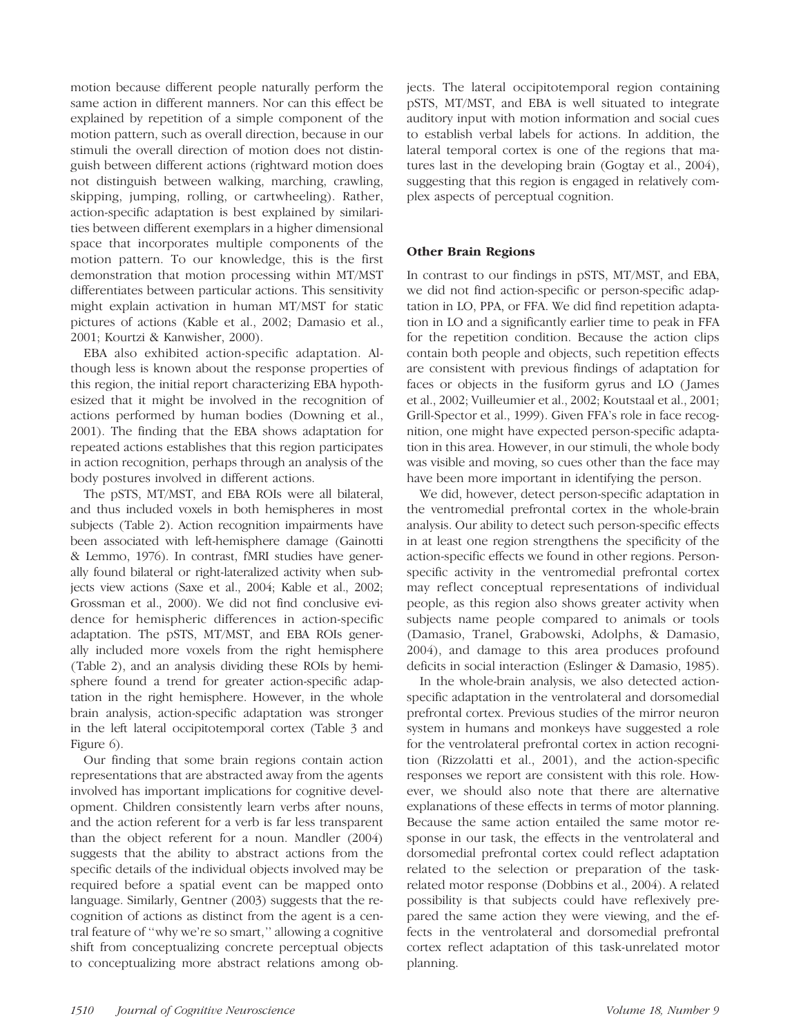motion because different people naturally perform the same action in different manners. Nor can this effect be explained by repetition of a simple component of the motion pattern, such as overall direction, because in our stimuli the overall direction of motion does not distinguish between different actions (rightward motion does not distinguish between walking, marching, crawling, skipping, jumping, rolling, or cartwheeling). Rather, action-specific adaptation is best explained by similarities between different exemplars in a higher dimensional space that incorporates multiple components of the motion pattern. To our knowledge, this is the first demonstration that motion processing within MT/MST differentiates between particular actions. This sensitivity might explain activation in human MT/MST for static pictures of actions (Kable et al., 2002; Damasio et al., 2001; Kourtzi & Kanwisher, 2000).

EBA also exhibited action-specific adaptation. Although less is known about the response properties of this region, the initial report characterizing EBA hypothesized that it might be involved in the recognition of actions performed by human bodies (Downing et al., 2001). The finding that the EBA shows adaptation for repeated actions establishes that this region participates in action recognition, perhaps through an analysis of the body postures involved in different actions.

The pSTS, MT/MST, and EBA ROIs were all bilateral, and thus included voxels in both hemispheres in most subjects (Table 2). Action recognition impairments have been associated with left-hemisphere damage (Gainotti & Lemmo, 1976). In contrast, fMRI studies have generally found bilateral or right-lateralized activity when subjects view actions (Saxe et al., 2004; Kable et al., 2002; Grossman et al., 2000). We did not find conclusive evidence for hemispheric differences in action-specific adaptation. The pSTS, MT/MST, and EBA ROIs generally included more voxels from the right hemisphere (Table 2), and an analysis dividing these ROIs by hemisphere found a trend for greater action-specific adaptation in the right hemisphere. However, in the whole brain analysis, action-specific adaptation was stronger in the left lateral occipitotemporal cortex (Table 3 and Figure 6).

Our finding that some brain regions contain action representations that are abstracted away from the agents involved has important implications for cognitive development. Children consistently learn verbs after nouns, and the action referent for a verb is far less transparent than the object referent for a noun. Mandler (2004) suggests that the ability to abstract actions from the specific details of the individual objects involved may be required before a spatial event can be mapped onto language. Similarly, Gentner (2003) suggests that the recognition of actions as distinct from the agent is a central feature of "why we're so smart," allowing a cognitive shift from conceptualizing concrete perceptual objects to conceptualizing more abstract relations among objects. The lateral occipitotemporal region containing pSTS, MT/MST, and EBA is well situated to integrate auditory input with motion information and social cues to establish verbal labels for actions. In addition, the lateral temporal cortex is one of the regions that matures last in the developing brain (Gogtay et al., 2004), suggesting that this region is engaged in relatively complex aspects of perceptual cognition.

### Other Brain Regions

In contrast to our findings in pSTS, MT/MST, and EBA, we did not find action-specific or person-specific adaptation in LO, PPA, or FFA. We did find repetition adaptation in LO and a significantly earlier time to peak in FFA for the repetition condition. Because the action clips contain both people and objects, such repetition effects are consistent with previous findings of adaptation for faces or objects in the fusiform gyrus and LO (James et al., 2002; Vuilleumier et al., 2002; Koutstaal et al., 2001; Grill-Spector et al., 1999). Given FFA's role in face recognition, one might have expected person-specific adaptation in this area. However, in our stimuli, the whole body was visible and moving, so cues other than the face may have been more important in identifying the person.

We did, however, detect person-specific adaptation in the ventromedial prefrontal cortex in the whole-brain analysis. Our ability to detect such person-specific effects in at least one region strengthens the specificity of the action-specific effects we found in other regions. Person-specific activity in the ventromedial prefrontal cortex may reflect conceptual representations of individual people, as this region also shows greater activity when subjects name people compared to animals or tools (Damasio, Tranel, Grabowski, Adolphs, & Damasio, 2004), and damage to this area produces profound deficits in social interaction (Eslinger & Damasio, 1985).

In the whole-brain analysis, we also detected action-specific adaptation in the ventrolateral and dorsomedial prefrontal cortex. Previous studies of the mirror neuron system in humans and monkeys have suggested a role for the ventrolateral prefrontal cortex in action recognition (Rizzolatti et al., 2001), and the action-specific responses we report are consistent with this role. However, we should also note that there are alternative explanations of these effects in terms of motor planning. Because the same action entailed the same motor response in our task, the effects in the ventrolateral and dorsomedial prefrontal cortex could reflect adaptation related to the selection or preparation of the task-related motor response (Dobbins et al., 2004). A related possibility is that subjects could have reflexively prepared the same action they were viewing, and the effects in the ventrolateral and dorsomedial prefrontal cortex reflect adaptation of this task-unrelated motor planning.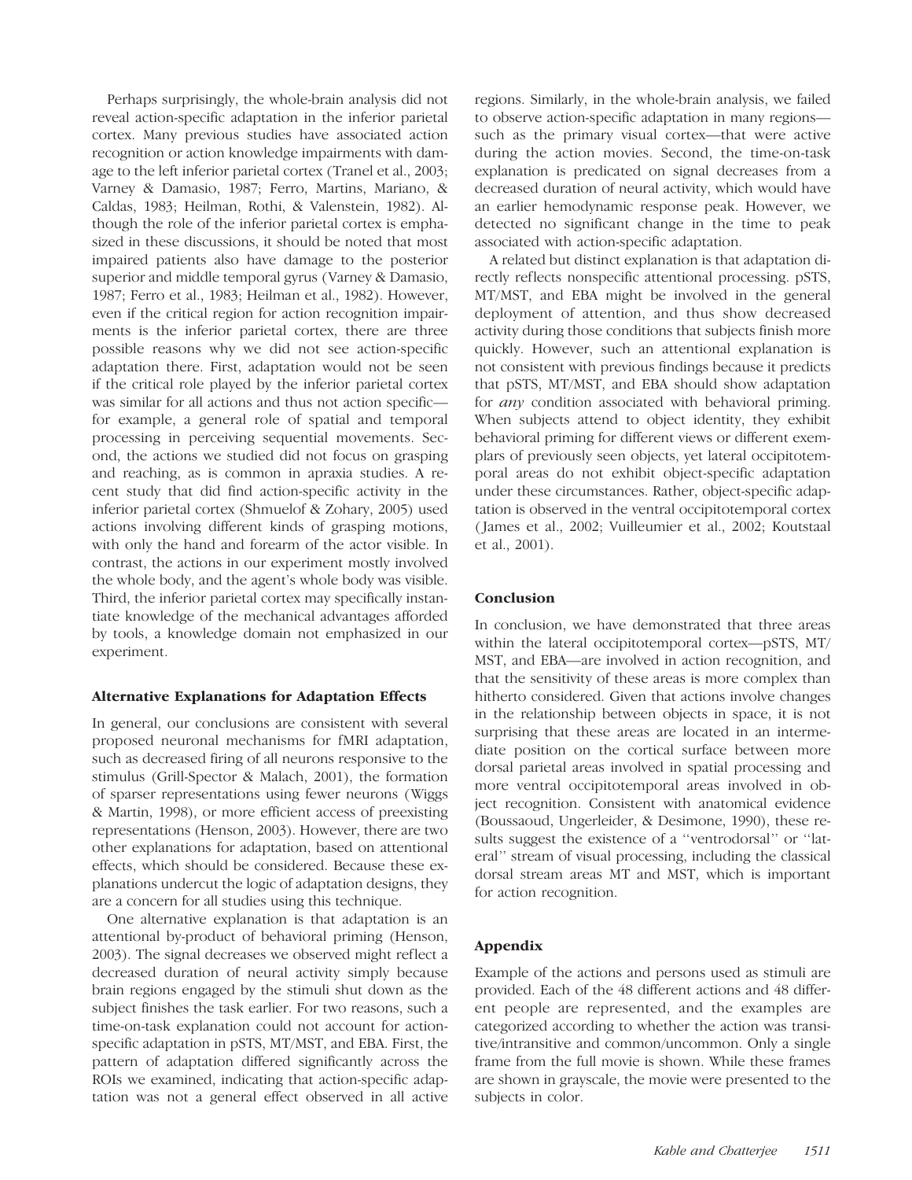Perhaps surprisingly, the whole-brain analysis did not reveal action-specific adaptation in the inferior parietal cortex. Many previous studies have associated action recognition or action knowledge impairments with damage to the left inferior parietal cortex (Tranel et al., 2003; Varney & Damasio, 1987; Ferro, Martins, Mariano, & Caldas, 1983; Heilman, Rothi, & Valenstein, 1982). Although the role of the inferior parietal cortex is emphasized in these discussions, it should be noted that most impaired patients also have damage to the posterior superior and middle temporal gyrus (Varney & Damasio, 1987; Ferro et al., 1983; Heilman et al., 1982). However, even if the critical region for action recognition impairments is the inferior parietal cortex, there are three possible reasons why we did not see action-specific adaptation there. First, adaptation would not be seen if the critical role played by the inferior parietal cortex was similar for all actions and thus not action specific—for example, a general role of spatial and temporal processing in perceiving sequential movements. Second, the actions we studied did not focus on grasping and reaching, as is common in apraxia studies. A recent study that did find action-specific activity in the inferior parietal cortex (Shmuelof & Zohary, 2005) used actions involving different kinds of grasping motions, with only the hand and forearm of the actor visible. In contrast, the actions in our experiment mostly involved the whole body, and the agent's whole body was visible. Third, the inferior parietal cortex may specifically instantiate knowledge of the mechanical advantages afforded by tools, a knowledge domain not emphasized in our experiment.

### Alternative Explanations for Adaptation Effects

In general, our conclusions are consistent with several proposed neuronal mechanisms for fMRI adaptation, such as decreased firing of all neurons responsive to the stimulus (Grill-Spector & Malach, 2001), the formation of sparser representations using fewer neurons (Wiggs & Martin, 1998), or more efficient access of preexisting representations (Henson, 2003). However, there are two other explanations for adaptation, based on attentional effects, which should be considered. Because these explanations undercut the logic of adaptation designs, they are a concern for all studies using this technique.

One alternative explanation is that adaptation is an attentional by-product of behavioral priming (Henson, 2003). The signal decreases we observed might reflect a decreased duration of neural activity simply because brain regions engaged by the stimuli shut down as the subject finishes the task earlier. For two reasons, such a time-on-task explanation could not account for action-specific adaptation in pSTS, MT/MST, and EBA. First, the pattern of adaptation differed significantly across the ROIs we examined, indicating that action-specific adaptation was not a general effect observed in all active regions. Similarly, in the whole-brain analysis, we failed to observe action-specific adaptation in many regions—such as the primary visual cortex—that were active during the action movies. Second, the time-on-task explanation is predicated on signal decreases from a decreased duration of neural activity, which would have an earlier hemodynamic response peak. However, we detected no significant change in the time to peak associated with action-specific adaptation.

A related but distinct explanation is that adaptation directly reflects nonspecific attentional processing. pSTS, MT/MST, and EBA might be involved in the general deployment of attention, and thus show decreased activity during those conditions that subjects finish more quickly. However, such an attentional explanation is not consistent with previous findings because it predicts that pSTS, MT/MST, and EBA should show adaptation for *any* condition associated with behavioral priming. When subjects attend to object identity, they exhibit behavioral priming for different views or different exemplars of previously seen objects, yet lateral occipitotemporal areas do not exhibit object-specific adaptation under these circumstances. Rather, object-specific adaptation is observed in the ventral occipitotemporal cortex (James et al., 2002; Vuilleumier et al., 2002; Koutstaal et al., 2001).

## Conclusion

In conclusion, we have demonstrated that three areas within the lateral occipitotemporal cortex—pSTS, MT/MST, and EBA—are involved in action recognition, and that the sensitivity of these areas is more complex than hitherto considered. Given that actions involve changes in the relationship between objects in space, it is not surprising that these areas are located in an intermediate position on the cortical surface between more dorsal parietal areas involved in spatial processing and more ventral occipitotemporal areas involved in object recognition. Consistent with anatomical evidence (Boussaoud, Ungerleider, & Desimone, 1990), these results suggest the existence of a ''ventrodorsal'' or ''lateral'' stream of visual processing, including the classical dorsal stream areas MT and MST, which is important for action recognition.

## Appendix

Example of the actions and persons used as stimuli are provided. Each of the 48 different actions and 48 different people are represented, and the examples are categorized according to whether the action was transitive/intransitive and common/uncommon. Only a single frame from the full movie is shown. While these frames are shown in grayscale, the movie were presented to the subjects in color.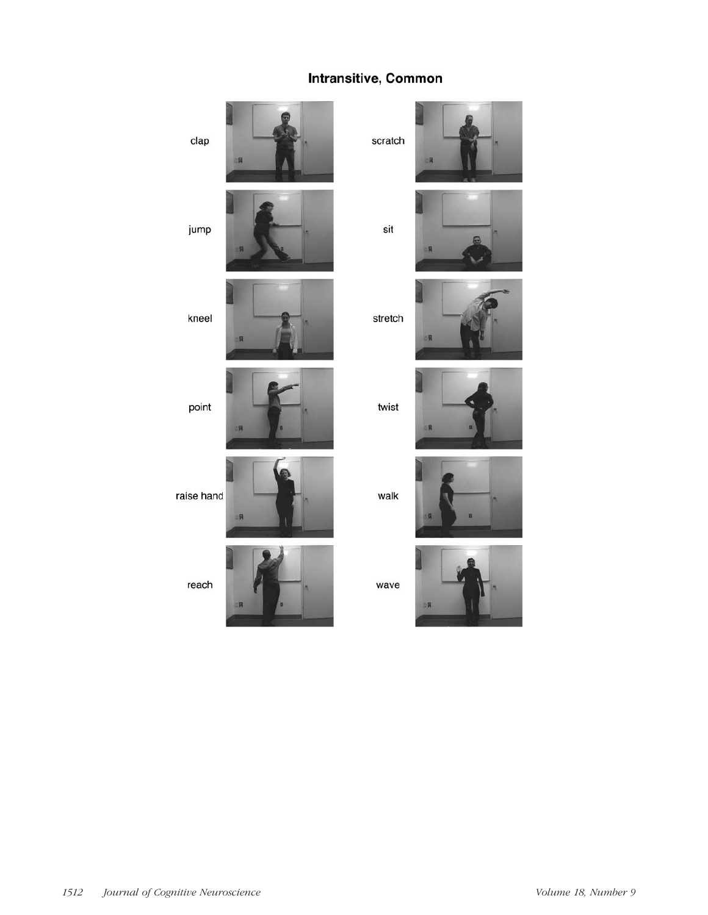**Intransitive, Common**

clap

scratch

jump

sit

kneel

stretch

point

twist

raise hand

walk

reach

wave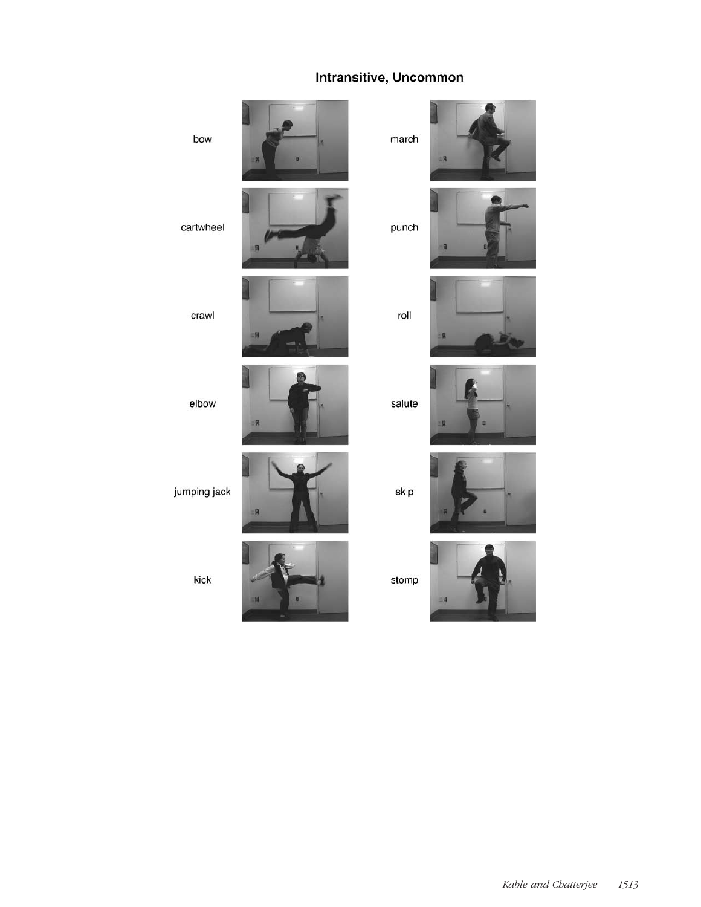## Intransitive, Uncommon

bow

march

cartwheel

punch

crawl

roll

elbow

salute

jumping jack

skip

kick

stomp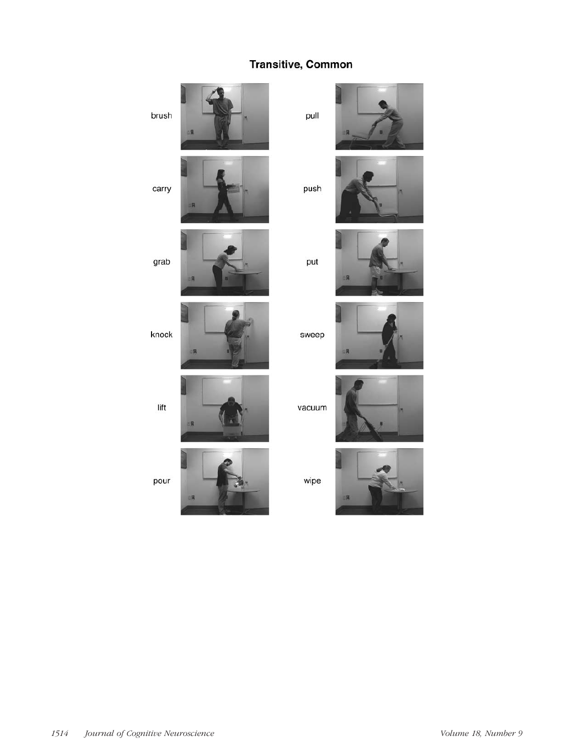## Transitive, Common

brush

pull

carry

push

grab

put

knock

sweep

lift

vacuum

pour

wipe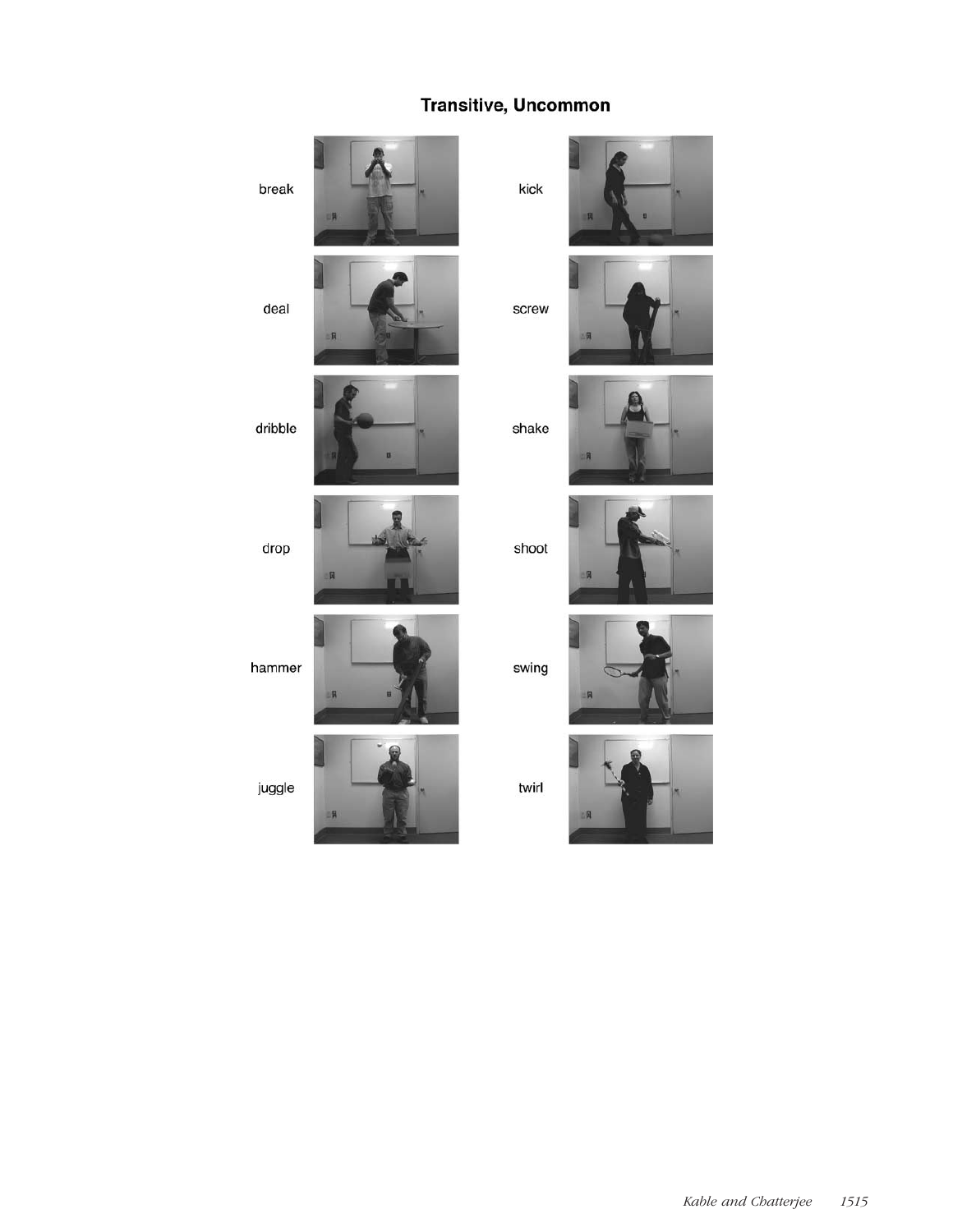## Transitive, Uncommon

break

kick

deal

screw

dribble

shake

drop

shoot

hammer

swing

juggle

twirl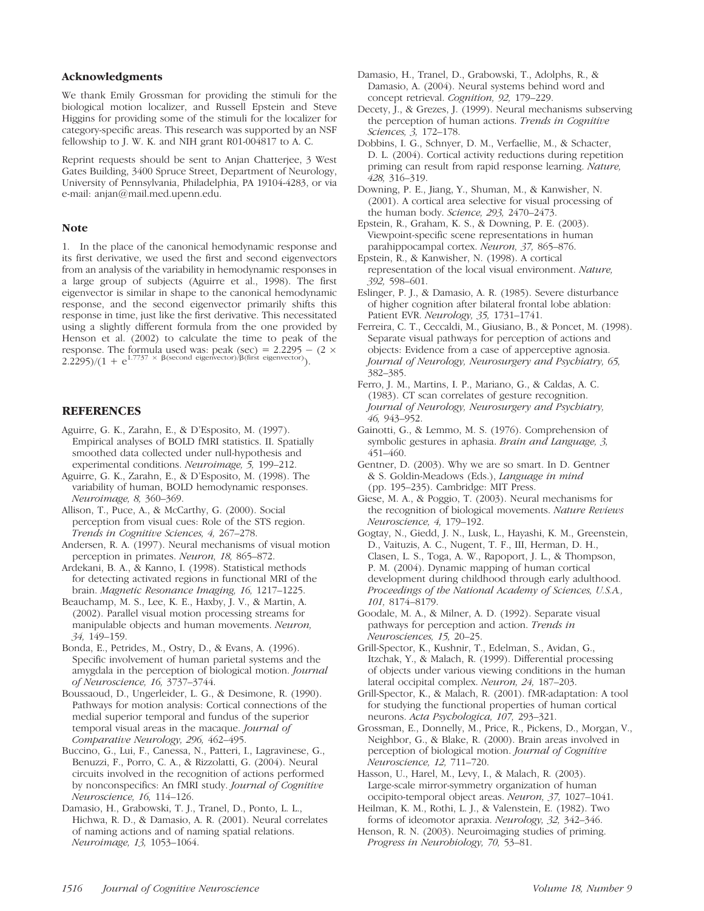### Acknowledgments

We thank Emily Grossman for providing the stimuli for the biological motion localizer, and Russell Epstein and Steve Higgins for providing some of the stimuli for the localizer for category-specific areas. This research was supported by an NSF fellowship to J. W. K. and NIH grant R01-004817 to A. C.

Reprint requests should be sent to Anjan Chatterjee, 3 West Gates Building, 3400 Spruce Street, Department of Neurology, University of Pennsylvania, Philadelphia, PA 19104-4283, or via e-mail: anjan@mail.med.upenn.edu.

### Note

1. In the place of the canonical hemodynamic response and its first derivative, we used the first and second eigenvectors from an analysis of the variability in hemodynamic responses in a large group of subjects (Aguirre et al., 1998). The first eigenvector is similar in shape to the canonical hemodynamic response, and the second eigenvector primarily shifts this response in time, just like the first derivative. This necessitated using a slightly different formula from the one provided by Henson et al. (2002) to calculate the time to peak of the response. The formula used was: peak (sec) $= 2.2295 - (2 \times 2.2295)/(1 + e^{1.7737 \times \beta(\text{second eigenvector})/\beta(\text{first eigenvector})})$.

## REFERENCES

Aguirre, G. K., Zarahn, E., & D'Esposito, M. (1997). Empirical analyses of BOLD fMRI statistics. II. Spatially smoothed data collected under null-hypothesis and experimental conditions. *Neuroimage, 5,* 199–212.

Aguirre, G. K., Zarahn, E., & D'Esposito, M. (1998). The variability of human, BOLD hemodynamic responses. *Neuroimage, 8,* 360–369.

Allison, T., Puce, A., & McCarthy, G. (2000). Social perception from visual cues: Role of the STS region. *Trends in Cognitive Sciences, 4,* 267–278.

Andersen, R. A. (1997). Neural mechanisms of visual motion perception in primates. *Neuron, 18,* 865–872.

Ardekani, B. A., & Kanno, I. (1998). Statistical methods for detecting activated regions in functional MRI of the brain. *Magnetic Resonance Imaging, 16,* 1217–1225.

Beauchamp, M. S., Lee, K. E., Haxby, J. V., & Martin, A. (2002). Parallel visual motion processing streams for manipulable objects and human movements. *Neuron, 34,* 149–159.

Bonda, E., Petrides, M., Ostry, D., & Evans, A. (1996). Specific involvement of human parietal systems and the amygdala in the perception of biological motion. *Journal of Neuroscience, 16,* 3737–3744.

Boussaoud, D., Ungerleider, L. G., & Desimone, R. (1990). Pathways for motion analysis: Cortical connections of the medial superior temporal and fundus of the superior temporal visual areas in the macaque. *Journal of Comparative Neurology, 296,* 462–495.

Buccino, G., Lui, F., Canessa, N., Patteri, I., Lagravinese, G., Benuzzi, F., Porro, C. A., & Rizzolatti, G. (2004). Neural circuits involved in the recognition of actions performed by nonconspecifics: An fMRI study. *Journal of Cognitive Neuroscience, 16,* 114–126.

Damasio, H., Grabowski, T. J., Tranel, D., Ponto, L. L., Hichwa, R. D., & Damasio, A. R. (2001). Neural correlates of naming actions and of naming spatial relations. *Neuroimage, 13,* 1053–1064.

Damasio, H., Tranel, D., Grabowski, T., Adolphs, R., & Damasio, A. (2004). Neural systems behind word and concept retrieval. *Cognition, 92,* 179–229.

Decety, J., & Grezes, J. (1999). Neural mechanisms subserving the perception of human actions. *Trends in Cognitive Sciences, 3,* 172–178.

Dobbins, I. G., Schnyer, D. M., Verfaellie, M., & Schacter, D. L. (2004). Cortical activity reductions during repetition priming can result from rapid response learning. *Nature, 428,* 316–319.

Downing, P. E., Jiang, Y., Shuman, M., & Kanwisher, N. (2001). A cortical area selective for visual processing of the human body. *Science, 293,* 2470–2473.

Epstein, R., Graham, K. S., & Downing, P. E. (2003). Viewpoint-specific scene representations in human parahippocampal cortex. *Neuron, 37,* 865–876.

Epstein, R., & Kanwisher, N. (1998). A cortical representation of the local visual environment. *Nature, 392,* 598–601.

Eslinger, P. J., & Damasio, A. R. (1985). Severe disturbance of higher cognition after bilateral frontal lobe ablation: Patient EVR. *Neurology, 35,* 1731–1741.

Ferreira, C. T., Ceccaldi, M., Giusiano, B., & Poncet, M. (1998). Separate visual pathways for perception of actions and objects: Evidence from a case of apperceptive agnosia. *Journal of Neurology, Neurosurgery and Psychiatry, 65,* 382–385.

Ferro, J. M., Martins, I. P., Mariano, G., & Caldas, A. C. (1983). CT scan correlates of gesture recognition. *Journal of Neurology, Neurosurgery and Psychiatry, 46,* 943–952.

Gainotti, G., & Lemmo, M. S. (1976). Comprehension of symbolic gestures in aphasia. *Brain and Language, 3,* 451–460.

Gentner, D. (2003). Why we are so smart. In D. Gentner & S. Goldin-Meadows (Eds.), *Language in mind* (pp. 195–235). Cambridge: MIT Press.

Giese, M. A., & Poggio, T. (2003). Neural mechanisms for the recognition of biological movements. *Nature Reviews Neuroscience, 4,* 179–192.

Gogtay, N., Giedd, J. N., Lusk, L., Hayashi, K. M., Greenstein, D., Vaituzis, A. C., Nugent, T. F., III, Herman, D. H., Clasen, L. S., Toga, A. W., Rapoport, J. L., & Thompson, P. M. (2004). Dynamic mapping of human cortical development during childhood through early adulthood. *Proceedings of the National Academy of Sciences, U.S.A., 101,* 8174–8179.

Goodale, M. A., & Milner, A. D. (1992). Separate visual pathways for perception and action. *Trends in Neurosciences, 15,* 20–25.

Grill-Spector, K., Kushnir, T., Edelman, S., Avidan, G., Itzchak, Y., & Malach, R. (1999). Differential processing of objects under various viewing conditions in the human lateral occipital complex. *Neuron, 24,* 187–203.

Grill-Spector, K., & Malach, R. (2001). fMR-adaptation: A tool for studying the functional properties of human cortical neurons. *Acta Psychologica, 107,* 293–321.

Grossman, E., Donnelly, M., Price, R., Pickens, D., Morgan, V., Neighbor, G., & Blake, R. (2000). Brain areas involved in perception of biological motion. *Journal of Cognitive Neuroscience, 12,* 711–720.

Hasson, U., Harel, M., Levy, I., & Malach, R. (2003). Large-scale mirror-symmetry organization of human occipito-temporal object areas. *Neuron, 37,* 1027–1041.

Heilman, K. M., Rothi, L. J., & Valenstein, E. (1982). Two forms of ideomotor apraxia. *Neurology, 32,* 342–346.

Henson, R. N. (2003). Neuroimaging studies of priming. *Progress in Neurobiology, 70,* 53–81.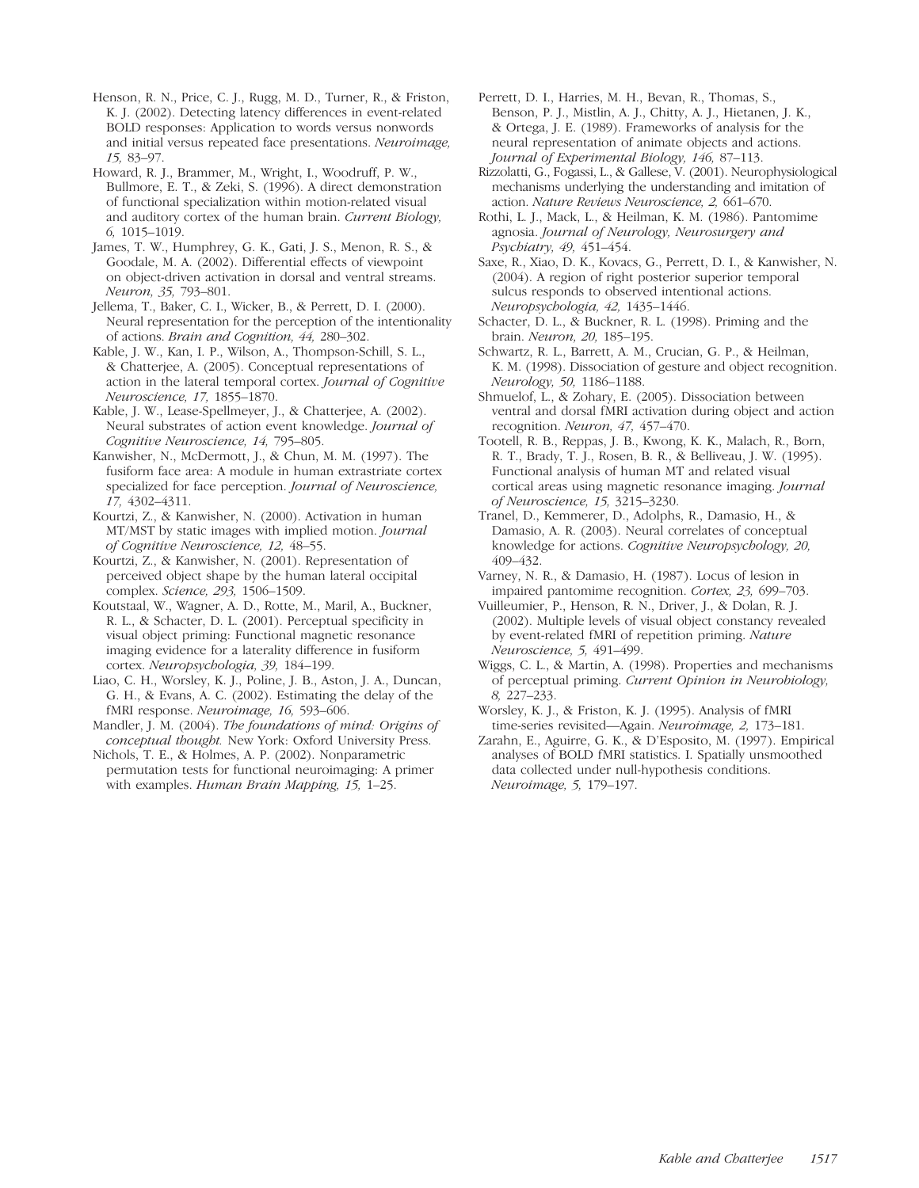Henson, R. N., Price, C. J., Rugg, M. D., Turner, R., & Friston, K. J. (2002). Detecting latency differences in event-related BOLD responses: Application to words versus nonwords and initial versus repeated face presentations. *Neuroimage, 15,* 83–97.

Howard, R. J., Brammer, M., Wright, I., Woodruff, P. W., Bullmore, E. T., & Zeki, S. (1996). A direct demonstration of functional specialization within motion-related visual and auditory cortex of the human brain. *Current Biology, 6,* 1015–1019.

James, T. W., Humphrey, G. K., Gati, J. S., Menon, R. S., & Goodale, M. A. (2002). Differential effects of viewpoint on object-driven activation in dorsal and ventral streams. *Neuron, 35,* 793–801.

Jellema, T., Baker, C. I., Wicker, B., & Perrett, D. I. (2000). Neural representation for the perception of the intentionality of actions. *Brain and Cognition, 44,* 280–302.

Kable, J. W., Kan, I. P., Wilson, A., Thompson-Schill, S. L., & Chatterjee, A. (2005). Conceptual representations of action in the lateral temporal cortex. *Journal of Cognitive Neuroscience, 17,* 1855–1870.

Kable, J. W., Lease-Spellmeyer, J., & Chatterjee, A. (2002). Neural substrates of action event knowledge. *Journal of Cognitive Neuroscience, 14,* 795–805.

Kanwisher, N., McDermott, J., & Chun, M. M. (1997). The fusiform face area: A module in human extrastriate cortex specialized for face perception. *Journal of Neuroscience, 17,* 4302–4311.

Kourtzi, Z., & Kanwisher, N. (2000). Activation in human MT/MST by static images with implied motion. *Journal of Cognitive Neuroscience, 12,* 48–55.

Kourtzi, Z., & Kanwisher, N. (2001). Representation of perceived object shape by the human lateral occipital complex. *Science, 293,* 1506–1509.

Koutstaal, W., Wagner, A. D., Rotte, M., Maril, A., Buckner, R. L., & Schacter, D. L. (2001). Perceptual specificity in visual object priming: Functional magnetic resonance imaging evidence for a laterality difference in fusiform cortex. *Neuropsychologia, 39,* 184–199.

Liao, C. H., Worsley, K. J., Poline, J. B., Aston, J. A., Duncan, G. H., & Evans, A. C. (2002). Estimating the delay of the fMRI response. *Neuroimage, 16,* 593–606.

Mandler, J. M. (2004). *The foundations of mind: Origins of conceptual thought.* New York: Oxford University Press.

Nichols, T. E., & Holmes, A. P. (2002). Nonparametric permutation tests for functional neuroimaging: A primer with examples. *Human Brain Mapping, 15,* 1–25.

Perrett, D. I., Harries, M. H., Bevan, R., Thomas, S., Benson, P. J., Mistlin, A. J., Chitty, A. J., Hietanen, J. K., & Ortega, J. E. (1989). Frameworks of analysis for the neural representation of animate objects and actions. *Journal of Experimental Biology, 146,* 87–113.

Rizzolatti, G., Fogassi, L., & Gallese, V. (2001). Neurophysiological mechanisms underlying the understanding and imitation of action. *Nature Reviews Neuroscience, 2,* 661–670.

Rothi, L. J., Mack, L., & Heilman, K. M. (1986). Pantomime agnosia. *Journal of Neurology, Neurosurgery and Psychiatry, 49,* 451–454.

Saxe, R., Xiao, D. K., Kovacs, G., Perrett, D. I., & Kanwisher, N. (2004). A region of right posterior superior temporal sulcus responds to observed intentional actions. *Neuropsychologia, 42,* 1435–1446.

Schacter, D. L., & Buckner, R. L. (1998). Priming and the brain. *Neuron, 20,* 185–195.

Schwartz, R. L., Barrett, A. M., Crucian, G. P., & Heilman, K. M. (1998). Dissociation of gesture and object recognition. *Neurology, 50,* 1186–1188.

Shmuelof, L., & Zohary, E. (2005). Dissociation between ventral and dorsal fMRI activation during object and action recognition. *Neuron, 47,* 457–470.

Tootell, R. B., Reppas, J. B., Kwong, K. K., Malach, R., Born, R. T., Brady, T. J., Rosen, B. R., & Belliveau, J. W. (1995). Functional analysis of human MT and related visual cortical areas using magnetic resonance imaging. *Journal of Neuroscience, 15,* 3215–3230.

Tranel, D., Kemmerer, D., Adolphs, R., Damasio, H., & Damasio, A. R. (2003). Neural correlates of conceptual knowledge for actions. *Cognitive Neuropsychology, 20,* 409–432.

Varney, N. R., & Damasio, H. (1987). Locus of lesion in impaired pantomime recognition. *Cortex, 23,* 699–703.

Vuilleumier, P., Henson, R. N., Driver, J., & Dolan, R. J. (2002). Multiple levels of visual object constancy revealed by event-related fMRI of repetition priming. *Nature Neuroscience, 5,* 491–499.

Wiggs, C. L., & Martin, A. (1998). Properties and mechanisms of perceptual priming. *Current Opinion in Neurobiology, 8,* 227–233.

Worsley, K. J., & Friston, K. J. (1995). Analysis of fMRI time-series revisited—Again. *Neuroimage, 2,* 173–181.

Zarahn, E., Aguirre, G. K., & D'Esposito, M. (1997). Empirical analyses of BOLD fMRI statistics. I. Spatially unsmoothed data collected under null-hypothesis conditions. *Neuroimage, 5,* 179–197.